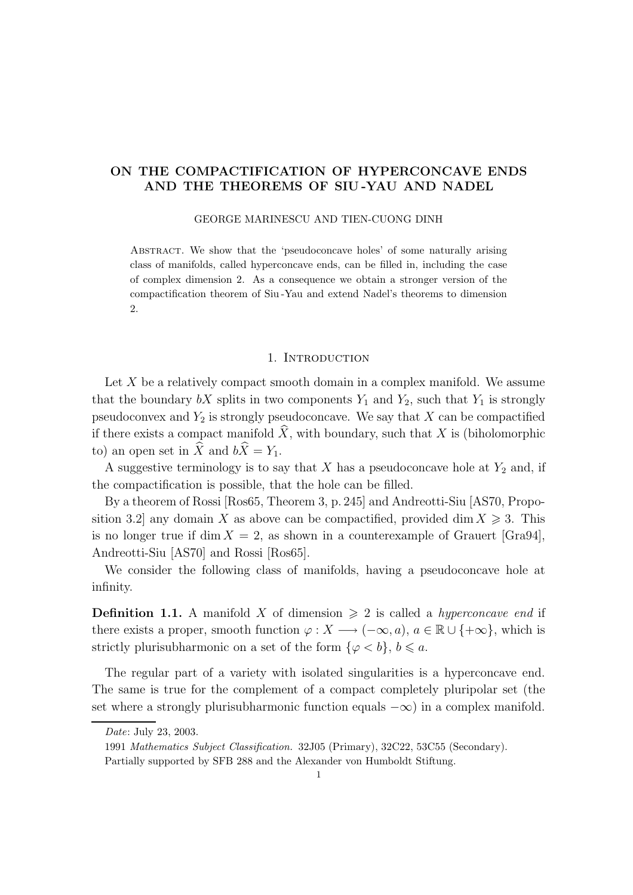# ON THE COMPACTIFICATION OF HYPERCONCAVE ENDS AND THE THEOREMS OF SIU-YAU AND NADEL

GEORGE MARINESCU AND TIEN-CUONG DINH

Abstract. We show that the 'pseudoconcave holes' of some naturally arising class of manifolds, called hyperconcave ends, can be filled in, including the case of complex dimension 2. As a consequence we obtain a stronger version of the compactification theorem of Siu-Yau and extend Nadel's theorems to dimension 2.

## 1. Introduction

Let $X$ be a relatively compact smooth domain in a complex manifold. We assume that the boundary $bX$ splits in two components $Y_1$ and $Y_2$, such that $Y_1$ is strongly pseudoconvex and $Y_2$ is strongly pseudoconcave. We say that $X$ can be compactified if there exists a compact manifold $\widehat{X}$, with boundary, such that $X$ is (biholomorphic to) an open set in $\widehat{X}$ and $b\widehat{X} = Y_1$.

A suggestive terminology is to say that $X$ has a pseudoconcave hole at $Y_2$ and, if the compactification is possible, that the hole can be filled.

By a theorem of Rossi [Ros65, Theorem 3, p. 245] and Andreotti-Siu [AS70, Proposition 3.2] any domain $X$ as above can be compactified, provided $\dim X \geqslant 3$. This is no longer true if $\dim X = 2$, as shown in a counterexample of Grauert [Gra94], Andreotti-Siu [AS70] and Rossi [Ros65].

We consider the following class of manifolds, having a pseudoconcave hole at infinity.

**Definition 1.1.** A manifold $X$ of dimension $\geqslant 2$ is called a *hyperconcave end* if there exists a proper, smooth function $\varphi : X \longrightarrow (-\infty, a)$, $a \in \mathbb{R} \cup \{+\infty\}$, which is strictly plurisubharmonic on a set of the form $\{\varphi < b\}$, $b \leqslant a$.

The regular part of a variety with isolated singularities is a hyperconcave end. The same is true for the complement of a compact completely pluripolar set (the set where a strongly plurisubharmonic function equals $-\infty$) in a complex manifold.

*Date*: July 23, 2003.

1991 *Mathematics Subject Classification.* 32J05 (Primary), 32C22, 53C55 (Secondary).

Partially supported by SFB 288 and the Alexander von Humboldt Stiftung.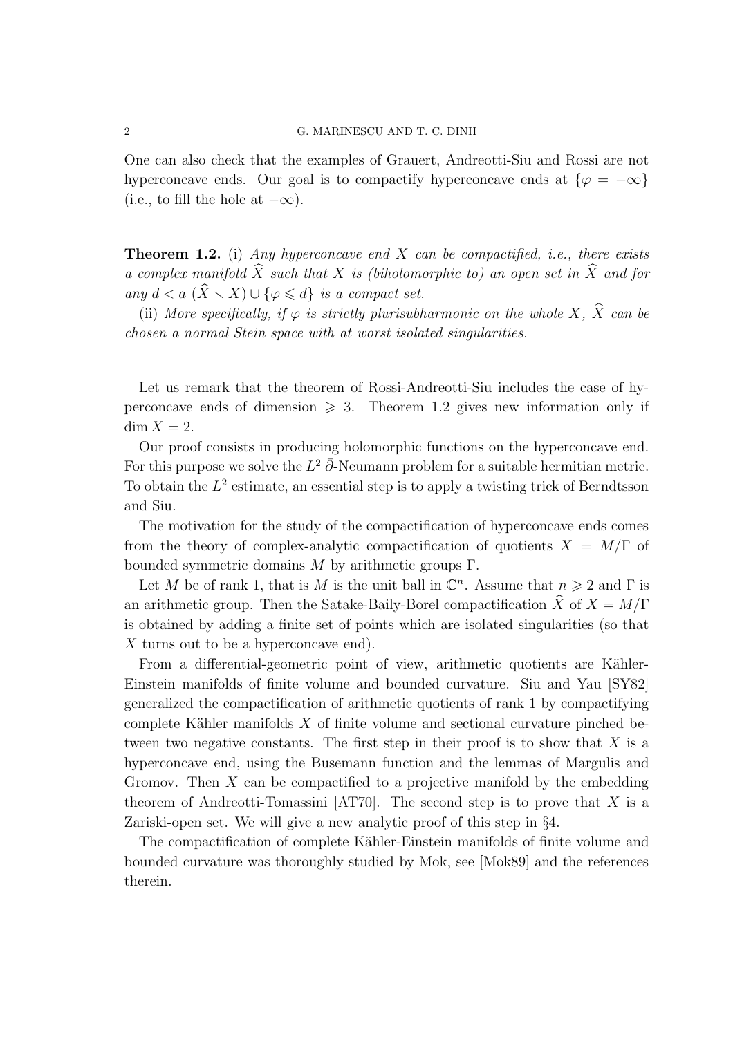One can also check that the examples of Grauert, Andreotti-Siu and Rossi are not hyperconcave ends. Our goal is to compactify hyperconcave ends at $\{\varphi = -\infty\}$ (i.e., to fill the hole at $-\infty$).

**Theorem 1.2.** (i) *Any hyperconcave end $X$ can be compactified, i.e., there exists a complex manifold $\widehat{X}$ such that $X$ is (biholomorphic to) an open set in $\widehat{X}$ and for any $d < a$ $(\widehat{X} \smallsetminus X) \cup \{\varphi \leqslant d\}$ is a compact set.*

(ii) *More specifically, if $\varphi$ is strictly plurisubharmonic on the whole $X$, $\widehat{X}$ can be chosen a normal Stein space with at worst isolated singularities.*

Let us remark that the theorem of Rossi-Andreotti-Siu includes the case of hyperconcave ends of dimension $\geqslant 3$. Theorem 1.2 gives new information only if $\dim X = 2$.

Our proof consists in producing holomorphic functions on the hyperconcave end. For this purpose we solve the $L^2$ $\bar{\partial}$-Neumann problem for a suitable hermitian metric. To obtain the $L^2$ estimate, an essential step is to apply a twisting trick of Berndtsson and Siu.

The motivation for the study of the compactification of hyperconcave ends comes from the theory of complex-analytic compactification of quotients $X = M/\Gamma$ of bounded symmetric domains $M$ by arithmetic groups $\Gamma$.

Let $M$ be of rank 1, that is $M$ is the unit ball in $\mathbb{C}^n$. Assume that $n \geqslant 2$ and $\Gamma$ is an arithmetic group. Then the Satake-Baily-Borel compactification $\widehat{X}$ of $X = M/\Gamma$ is obtained by adding a finite set of points which are isolated singularities (so that $X$ turns out to be a hyperconcave end).

From a differential-geometric point of view, arithmetic quotients are Kähler-Einstein manifolds of finite volume and bounded curvature. Siu and Yau [SY82] generalized the compactification of arithmetic quotients of rank 1 by compactifying complete Kähler manifolds $X$ of finite volume and sectional curvature pinched between two negative constants. The first step in their proof is to show that $X$ is a hyperconcave end, using the Busemann function and the lemmas of Margulis and Gromov. Then $X$ can be compactified to a projective manifold by the embedding theorem of Andreotti-Tomassini [AT70]. The second step is to prove that $X$ is a Zariski-open set. We will give a new analytic proof of this step in §4.

The compactification of complete Kähler-Einstein manifolds of finite volume and bounded curvature was thoroughly studied by Mok, see [Mok89] and the references therein.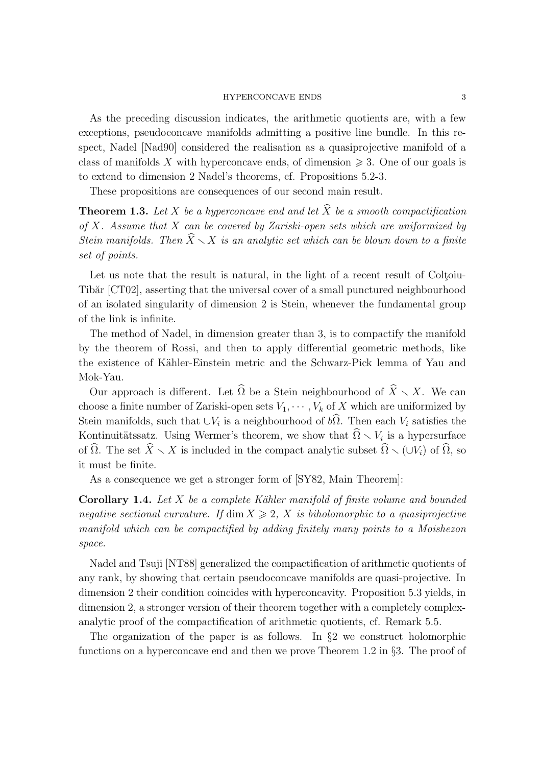As the preceding discussion indicates, the arithmetic quotients are, with a few exceptions, pseudoconcave manifolds admitting a positive line bundle. In this respect, Nadel [Nad90] considered the realisation as a quasiprojective manifold of a class of manifolds $X$ with hyperconcave ends, of dimension $\geqslant 3$. One of our goals is to extend to dimension 2 Nadel's theorems, cf. Propositions 5.2-3.

These propositions are consequences of our second main result.

**Theorem 1.3.** *Let $X$ be a hyperconcave end and let $\widehat{X}$ be a smooth compactification of $X$. Assume that $X$ can be covered by Zariski-open sets which are uniformized by Stein manifolds. Then $\widehat{X} \smallsetminus X$ is an analytic set which can be blown down to a finite set of points.*

Let us note that the result is natural, in the light of a recent result of Colţoiu-Tibăr [CT02], asserting that the universal cover of a small punctured neighbourhood of an isolated singularity of dimension 2 is Stein, whenever the fundamental group of the link is infinite.

The method of Nadel, in dimension greater than 3, is to compactify the manifold by the theorem of Rossi, and then to apply differential geometric methods, like the existence of Kähler-Einstein metric and the Schwarz-Pick lemma of Yau and Mok-Yau.

Our approach is different. Let $\widehat{\Omega}$ be a Stein neighbourhood of $\widehat{X} \smallsetminus X$. We can choose a finite number of Zariski-open sets $V_1, \cdots, V_k$ of $X$ which are uniformized by Stein manifolds, such that $\cup V_i$ is a neighbourhood of $b\widehat{\Omega}$. Then each $V_i$ satisfies the Kontinuitätssatz. Using Wermer's theorem, we show that $\widehat{\Omega} \smallsetminus V_i$ is a hypersurface of $\widehat{\Omega}$. The set $\widehat{X} \smallsetminus X$ is included in the compact analytic subset $\widehat{\Omega} \smallsetminus (\cup V_i)$ of $\widehat{\Omega}$, so it must be finite.

As a consequence we get a stronger form of [SY82, Main Theorem]:

**Corollary 1.4.** *Let $X$ be a complete Kähler manifold of finite volume and bounded negative sectional curvature. If $\dim X \geqslant 2$, $X$ is biholomorphic to a quasiprojective manifold which can be compactified by adding finitely many points to a Moishezon space.*

Nadel and Tsuji [NT88] generalized the compactification of arithmetic quotients of any rank, by showing that certain pseudoconcave manifolds are quasi-projective. In dimension 2 their condition coincides with hyperconcavity. Proposition 5.3 yields, in dimension 2, a stronger version of their theorem together with a completely complex-analytic proof of the compactification of arithmetic quotients, cf. Remark 5.5.

The organization of the paper is as follows. In §2 we construct holomorphic functions on a hyperconcave end and then we prove Theorem 1.2 in §3. The proof of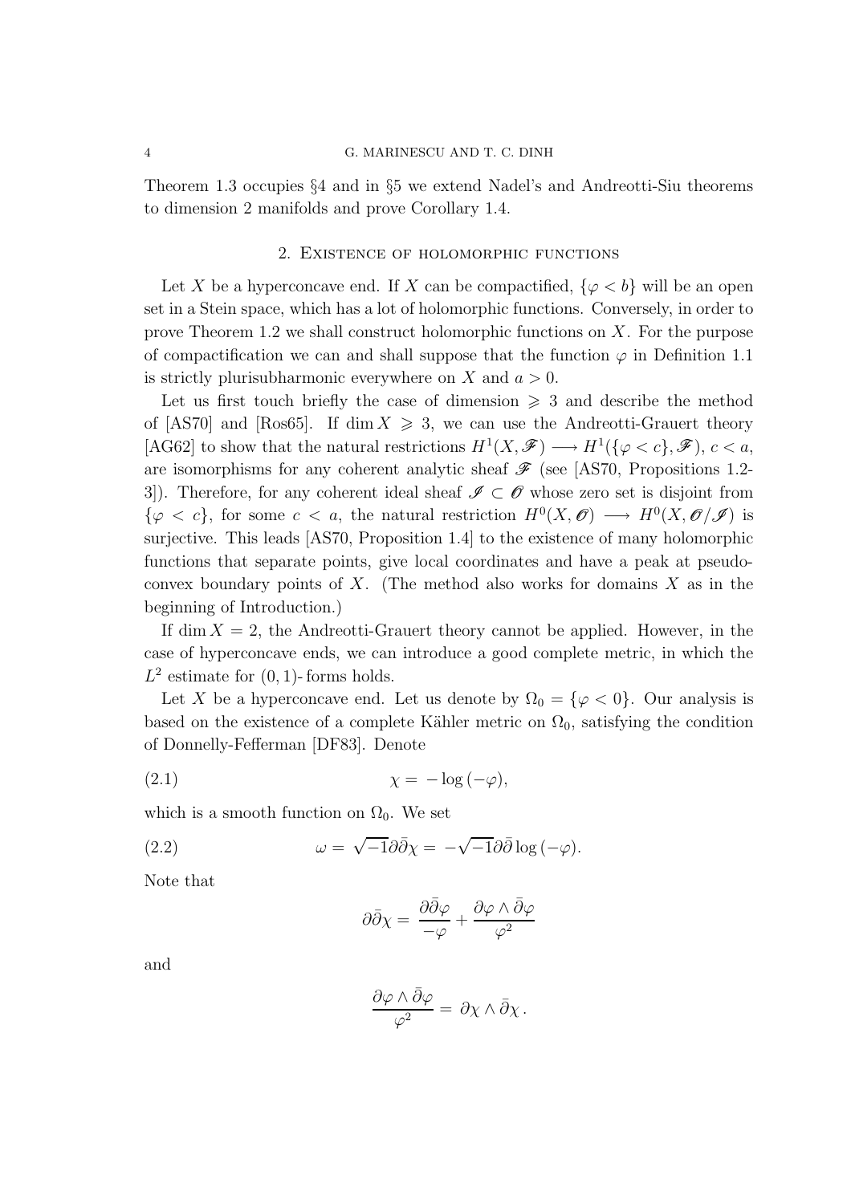Theorem 1.3 occupies §4 and in §5 we extend Nadel's and Andreotti-Siu theorems to dimension 2 manifolds and prove Corollary 1.4.

## 2. Existence of holomorphic functions

Let $X$ be a hyperconcave end. If $X$ can be compactified, $\{\varphi < b\}$ will be an open set in a Stein space, which has a lot of holomorphic functions. Conversely, in order to prove Theorem 1.2 we shall construct holomorphic functions on $X$. For the purpose of compactification we can and shall suppose that the function $\varphi$ in Definition 1.1 is strictly plurisubharmonic everywhere on $X$ and $a > 0$.

Let us first touch briefly the case of dimension $\geqslant 3$ and describe the method of [AS70] and [Ros65]. If $\dim X \geqslant 3$, we can use the Andreotti-Grauert theory [AG62] to show that the natural restrictions $H^1(X, \mathscr{F}) \longrightarrow H^1(\{\varphi < c\}, \mathscr{F})$, $c < a$, are isomorphisms for any coherent analytic sheaf $\mathscr{F}$ (see [AS70, Propositions 1.2-3]). Therefore, for any coherent ideal sheaf $\mathscr{I} \subset \mathscr{O}$ whose zero set is disjoint from $\{\varphi < c\}$, for some $c < a$, the natural restriction $H^0(X, \mathscr{O}) \longrightarrow H^0(X, \mathscr{O}/\mathscr{I})$ is surjective. This leads [AS70, Proposition 1.4] to the existence of many holomorphic functions that separate points, give local coordinates and have a peak at pseudoconvex boundary points of $X$. (The method also works for domains $X$ as in the beginning of Introduction.)

If $\dim X = 2$, the Andreotti-Grauert theory cannot be applied. However, in the case of hyperconcave ends, we can introduce a good complete metric, in which the $L^2$ estimate for $(0, 1)$- forms holds.

Let $X$ be a hyperconcave end. Let us denote by $\Omega_0 = \{\varphi < 0\}$. Our analysis is based on the existence of a complete Kähler metric on $\Omega_0$, satisfying the condition of Donnelly-Fefferman [DF83]. Denote

$$\chi = -\log(-\varphi), \tag{2.1}$$

which is a smooth function on $\Omega_0$. We set

$$\omega = \sqrt{-1}\partial\bar{\partial}\chi = -\sqrt{-1}\partial\bar{\partial}\log(-\varphi). \tag{2.2}$$

Note that

$$\partial\bar{\partial}\chi = \frac{\partial\bar{\partial}\varphi}{-\varphi} + \frac{\partial\varphi \wedge \bar{\partial}\varphi}{\varphi^2}$$

and

$$\frac{\partial\varphi \wedge \bar{\partial}\varphi}{\varphi^2} = \partial\chi \wedge \bar{\partial}\chi\,.$$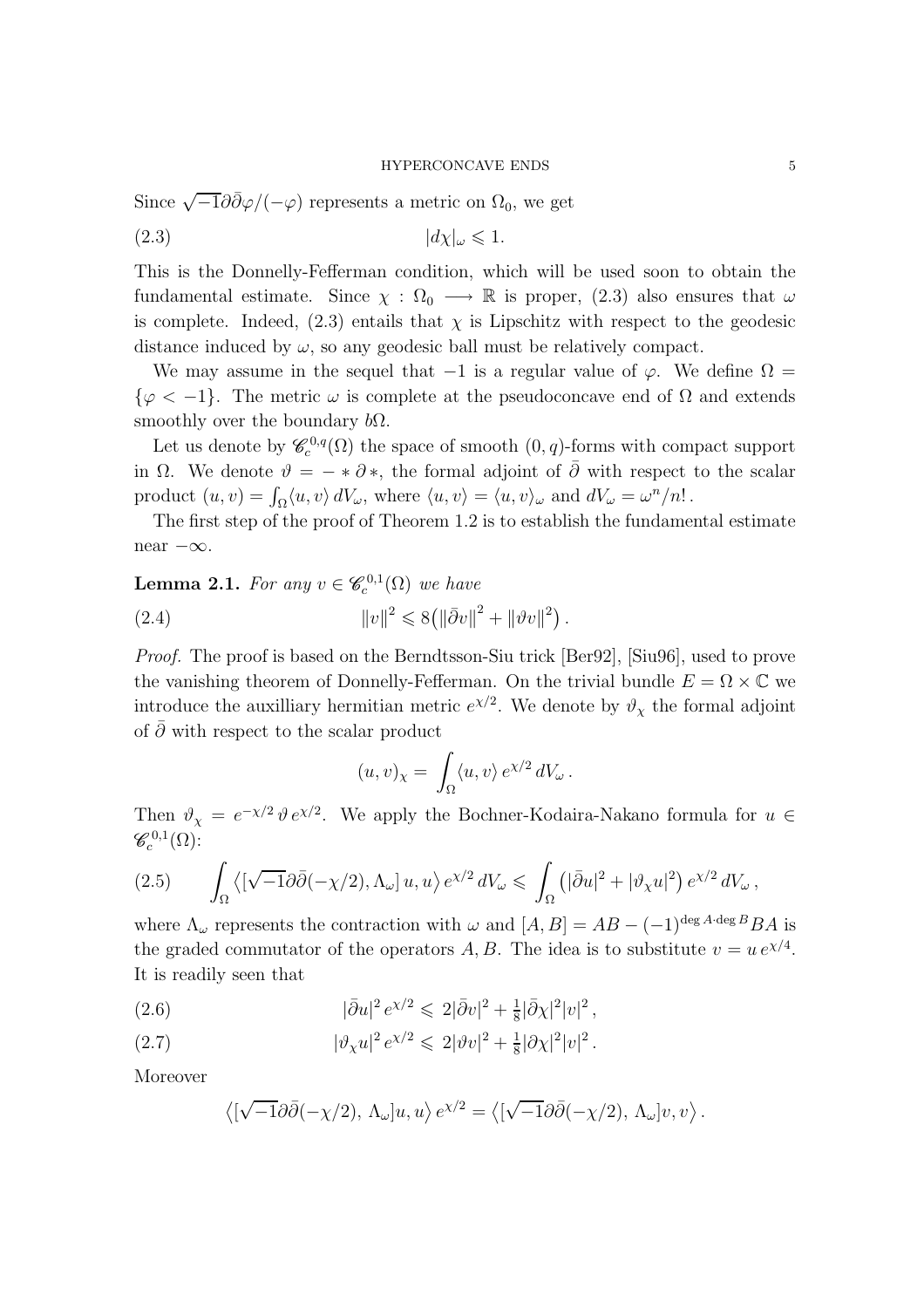Since $\sqrt{-1}\partial\bar\partial\varphi/(-\varphi)$ represents a metric on $\Omega_0$, we get

$$|d\chi|_\omega \leqslant 1. \tag{2.3}$$

This is the Donnelly-Fefferman condition, which will be used soon to obtain the fundamental estimate. Since $\chi : \Omega_0 \longrightarrow \mathbb{R}$ is proper, (2.3) also ensures that $\omega$ is complete. Indeed, (2.3) entails that $\chi$ is Lipschitz with respect to the geodesic distance induced by $\omega$, so any geodesic ball must be relatively compact.

We may assume in the sequel that $-1$ is a regular value of $\varphi$. We define $\Omega = \{\varphi < -1\}$. The metric $\omega$ is complete at the pseudoconcave end of $\Omega$ and extends smoothly over the boundary $b\Omega$.

Let us denote by $\mathscr{C}^{0,q}_c(\Omega)$ the space of smooth $(0,q)$-forms with compact support in $\Omega$. We denote $\vartheta = -*\partial*$, the formal adjoint of $\bar\partial$ with respect to the scalar product $(u,v) = \int_\Omega \langle u, v\rangle\, dV_\omega$, where $\langle u, v\rangle = \langle u, v\rangle_\omega$ and $dV_\omega = \omega^n/n!$.

The first step of the proof of Theorem 1.2 is to establish the fundamental estimate near $-\infty$.

**Lemma 2.1.** *For any $v \in \mathscr{C}^{0,1}_c(\Omega)$ we have*

$$\|v\|^2 \leqslant 8\big(\|\bar\partial v\|^2 + \|\vartheta v\|^2\big)\,. \tag{2.4}$$

*Proof.* The proof is based on the Berndtsson-Siu trick [Ber92], [Siu96], used to prove the vanishing theorem of Donnelly-Fefferman. On the trivial bundle $E = \Omega \times \mathbb{C}$ we introduce the auxilliary hermitian metric $e^{\chi/2}$. We denote by $\vartheta_\chi$ the formal adjoint of $\bar\partial$ with respect to the scalar product

$$(u,v)_\chi = \int_\Omega \langle u, v\rangle\, e^{\chi/2}\, dV_\omega\,.$$

Then $\vartheta_\chi = e^{-\chi/2}\,\vartheta\, e^{\chi/2}$. We apply the Bochner-Kodaira-Nakano formula for $u \in \mathscr{C}^{0,1}_c(\Omega)$:

$$\int_\Omega \big\langle [\sqrt{-1}\partial\bar\partial(-\chi/2), \Lambda_\omega]\, u, u\big\rangle\, e^{\chi/2}\, dV_\omega \leqslant \int_\Omega \big(|\bar\partial u|^2 + |\vartheta_\chi u|^2\big)\, e^{\chi/2}\, dV_\omega\,, \tag{2.5}$$

where $\Lambda_\omega$ represents the contraction with $\omega$ and $[A,B] = AB - (-1)^{\deg A \cdot \deg B} BA$ is the graded commutator of the operators $A, B$. The idea is to substitute $v = u\, e^{\chi/4}$. It is readily seen that

$$|\bar\partial u|^2\, e^{\chi/2} \leqslant 2|\bar\partial v|^2 + \tfrac{1}{8}|\bar\partial\chi|^2 |v|^2\,, \tag{2.6}$$

$$|\vartheta_\chi u|^2\, e^{\chi/2} \leqslant 2|\vartheta v|^2 + \tfrac{1}{8}|\partial\chi|^2 |v|^2\,. \tag{2.7}$$

Moreover

$$\big\langle [\sqrt{-1}\partial\bar\partial(-\chi/2),\, \Lambda_\omega] u, u\big\rangle\, e^{\chi/2} = \big\langle [\sqrt{-1}\partial\bar\partial(-\chi/2),\, \Lambda_\omega] v, v\big\rangle\,.$$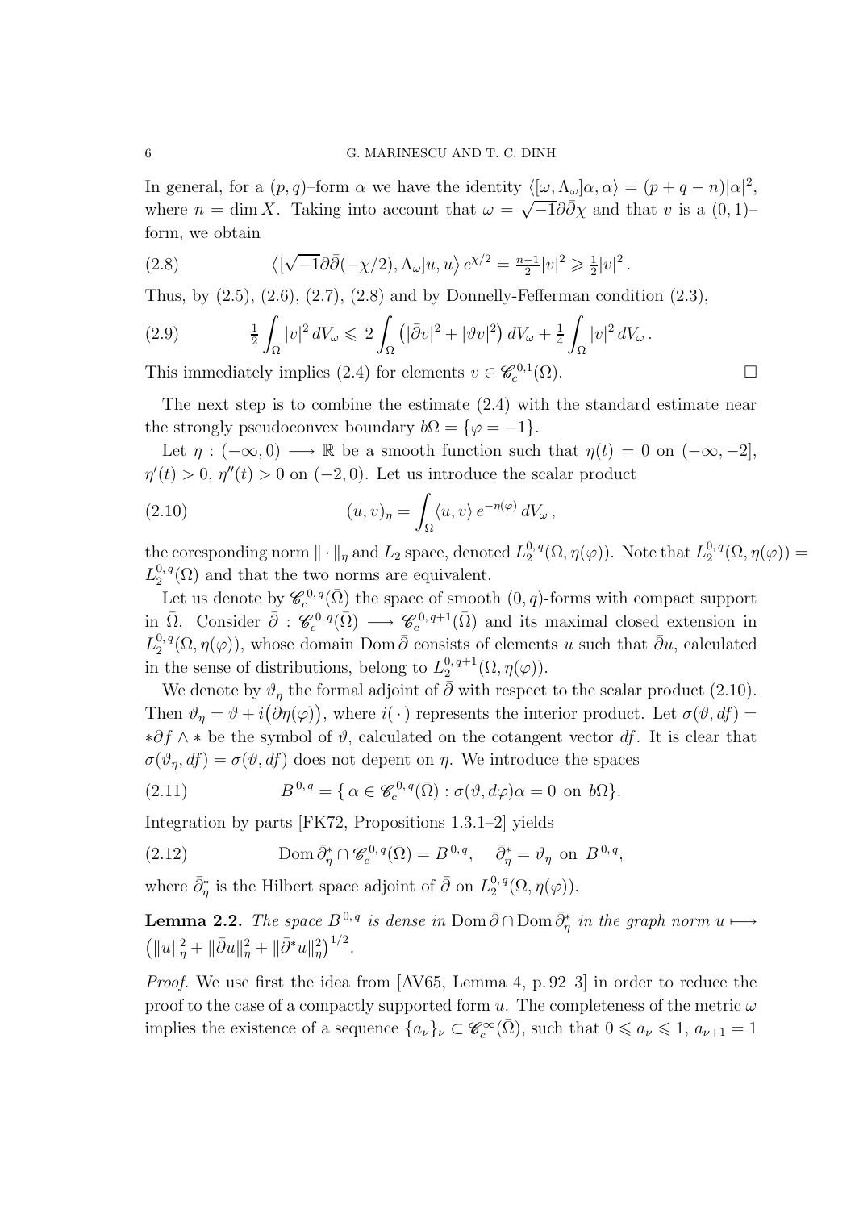In general, for a $(p,q)$–form $\alpha$ we have the identity $\langle[\omega,\Lambda_\omega]\alpha,\alpha\rangle=(p+q-n)|\alpha|^2$, where $n=\dim X$. Taking into account that $\omega=\sqrt{-1}\partial\bar\partial\chi$ and that $v$ is a $(0,1)$–form, we obtain

$$\big\langle[\sqrt{-1}\partial\bar\partial(-\chi/2),\Lambda_\omega]u,u\big\rangle\,e^{\chi/2}=\tfrac{n-1}{2}|v|^2\geqslant\tfrac12|v|^2\,. \tag{2.8}$$

Thus, by (2.5), (2.6), (2.7), (2.8) and by Donnelly-Fefferman condition (2.3),

$$\tfrac12\int_\Omega|v|^2\,dV_\omega\leqslant\,2\int_\Omega\big(|\bar\partial v|^2+|\vartheta v|^2\big)\,dV_\omega+\tfrac14\int_\Omega|v|^2\,dV_\omega\,. \tag{2.9}$$

This immediately implies (2.4) for elements $v\in\mathscr{C}^{0,1}_c(\Omega)$. □

The next step is to combine the estimate (2.4) with the standard estimate near the strongly pseudoconvex boundary $b\Omega=\{\varphi=-1\}$.

Let $\eta:(-\infty,0)\longrightarrow\mathbb{R}$ be a smooth function such that $\eta(t)=0$ on $(-\infty,-2]$, $\eta'(t)>0$, $\eta''(t)>0$ on $(-2,0)$. Let us introduce the scalar product

$$(u,v)_\eta=\int_\Omega\langle u,v\rangle\,e^{-\eta(\varphi)}\,dV_\omega\,, \tag{2.10}$$

the coresponding norm $\|\cdot\|_\eta$ and $L_2$ space, denoted $L^{0,q}_2(\Omega,\eta(\varphi))$. Note that $L^{0,q}_2(\Omega,\eta(\varphi))=L^{0,q}_2(\Omega)$ and that the two norms are equivalent.

Let us denote by $\mathscr{C}^{0,q}_c(\bar\Omega)$ the space of smooth $(0,q)$-forms with compact support in $\bar\Omega$. Consider $\bar\partial:\mathscr{C}^{0,q}_c(\bar\Omega)\longrightarrow\mathscr{C}^{0,q+1}_c(\bar\Omega)$ and its maximal closed extension in $L^{0,q}_2(\Omega,\eta(\varphi))$, whose domain $\operatorname{Dom}\bar\partial$ consists of elements $u$ such that $\bar\partial u$, calculated in the sense of distributions, belong to $L^{0,q+1}_2(\Omega,\eta(\varphi))$.

We denote by $\vartheta_\eta$ the formal adjoint of $\bar\partial$ with respect to the scalar product (2.10). Then $\vartheta_\eta=\vartheta+i\big(\partial\eta(\varphi)\big)$, where $i(\cdot)$ represents the interior product. Let $\sigma(\vartheta,df)=*\partial f\wedge*$ be the symbol of $\vartheta$, calculated on the cotangent vector $df$. It is clear that $\sigma(\vartheta_\eta,df)=\sigma(\vartheta,df)$ does not depent on $\eta$. We introduce the spaces

$$B^{0,q}=\{\,\alpha\in\mathscr{C}^{0,q}_c(\bar\Omega):\sigma(\vartheta,d\varphi)\alpha=0\ \text{ on }\ b\Omega\}. \tag{2.11}$$

Integration by parts [FK72, Propositions 1.3.1–2] yields

$$\operatorname{Dom}\bar\partial^*_\eta\cap\mathscr{C}^{0,q}_c(\bar\Omega)=B^{0,q},\quad \bar\partial^*_\eta=\vartheta_\eta\ \text{ on }\ B^{0,q}, \tag{2.12}$$

where $\bar\partial^*_\eta$ is the Hilbert space adjoint of $\bar\partial$ on $L^{0,q}_2(\Omega,\eta(\varphi))$.

**Lemma 2.2.** *The space $B^{0,q}$ is dense in $\operatorname{Dom}\bar\partial\cap\operatorname{Dom}\bar\partial^*_\eta$ in the graph norm $u\longmapsto\big(\|u\|^2_\eta+\|\bar\partial u\|^2_\eta+\|\bar\partial^*u\|^2_\eta\big)^{1/2}$.*

*Proof.* We use first the idea from [AV65, Lemma 4, p. 92–3] in order to reduce the proof to the case of a compactly supported form $u$. The completeness of the metric $\omega$ implies the existence of a sequence $\{a_\nu\}_\nu\subset\mathscr{C}^\infty_c(\bar\Omega)$, such that $0\leqslant a_\nu\leqslant1$, $a_{\nu+1}=1$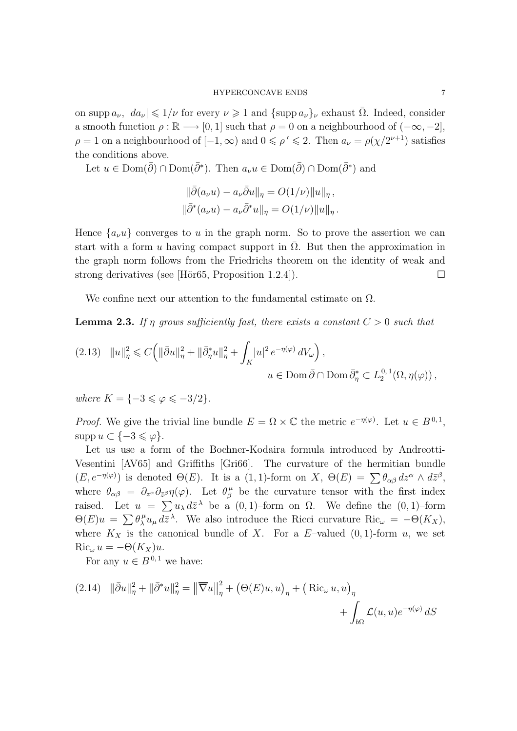on $\operatorname{supp} a_\nu$, $|da_\nu| \leqslant 1/\nu$ for every $\nu \geqslant 1$ and $\{\operatorname{supp} a_\nu\}_\nu$ exhaust $\bar{\Omega}$. Indeed, consider a smooth function $\rho : \mathbb{R} \longrightarrow [0,1]$ such that $\rho = 0$ on a neighbourhood of $(-\infty, -2]$, $\rho = 1$ on a neighbourhood of $[-1, \infty)$ and $0 \leqslant \rho' \leqslant 2$. Then $a_\nu = \rho(\chi/2^{\nu+1})$ satisfies the conditions above.

Let $u \in \operatorname{Dom}(\bar\partial) \cap \operatorname{Dom}(\bar\partial^*)$. Then $a_\nu u \in \operatorname{Dom}(\bar\partial) \cap \operatorname{Dom}(\bar\partial^*)$ and

$$
\begin{aligned}
\|\bar\partial(a_\nu u) - a_\nu \bar\partial u\|_\eta &= O(1/\nu)\|u\|_\eta \,, \\
\|\bar\partial^*(a_\nu u) - a_\nu \bar\partial^* u\|_\eta &= O(1/\nu)\|u\|_\eta \,.
\end{aligned}
$$

Hence $\{a_\nu u\}$ converges to $u$ in the graph norm. So to prove the assertion we can start with a form $u$ having compact support in $\bar\Omega$. But then the approximation in the graph norm follows from the Friedrichs theorem on the identity of weak and strong derivatives (see [Hör65, Proposition 1.2.4]). $\square$

We confine next our attention to the fundamental estimate on $\Omega$.

**Lemma 2.3.** *If $\eta$ grows sufficiently fast, there exists a constant $C > 0$ such that*

$$
(2.13) \quad \|u\|_\eta^2 \leqslant C\Big(\|\bar\partial u\|_\eta^2 + \|\bar\partial_\eta^* u\|_\eta^2 + \int_K |u|^2 e^{-\eta(\varphi)}\, dV_\omega\Big)\,, \qquad u \in \operatorname{Dom}\bar\partial \cap \operatorname{Dom}\bar\partial_\eta^* \subset L_2^{0,1}(\Omega, \eta(\varphi))\,,
$$

*where $K = \{-3 \leqslant \varphi \leqslant -3/2\}$.*

*Proof.* We give the trivial line bundle $E = \Omega \times \mathbb{C}$ the metric $e^{-\eta(\varphi)}$. Let $u \in B^{0,1}$, $\operatorname{supp} u \subset \{-3 \leqslant \varphi\}$.

Let us use a form of the Bochner-Kodaira formula introduced by Andreotti-Vesentini [AV65] and Griffiths [Gri66]. The curvature of the hermitian bundle $(E, e^{-\eta(\varphi)})$ is denoted $\Theta(E)$. It is a $(1,1)$-form on $X$, $\Theta(E) = \sum \theta_{\alpha\beta}\, dz^\alpha \wedge d\bar z^\beta$, where $\theta_{\alpha\beta} = \partial_{z^\alpha}\partial_{\bar z^\beta}\eta(\varphi)$. Let $\theta^\mu_\beta$ be the curvature tensor with the first index raised. Let $u = \sum u_\lambda\, d\bar z^\lambda$ be a $(0,1)$–form on $\Omega$. We define the $(0,1)$–form $\Theta(E)u = \sum \theta^\mu_\lambda u_\mu\, d\bar z^\lambda$. We also introduce the Ricci curvature $\operatorname{Ric}_\omega = -\Theta(K_X)$, where $K_X$ is the canonical bundle of $X$. For a $E$–valued $(0,1)$-form $u$, we set $\operatorname{Ric}_\omega u = -\Theta(K_X)u$.

For any $u \in B^{0,1}$ we have:

$$
(2.14) \quad \|\bar\partial u\|_\eta^2 + \|\bar\partial^* u\|_\eta^2 = \big\|\overline{\nabla} u\big\|_\eta^2 + \big(\Theta(E)u, u\big)_\eta + \big(\operatorname{Ric}_\omega u, u\big)_\eta + \int_{b\Omega} \mathcal{L}(u,u) e^{-\eta(\varphi)}\, dS
$$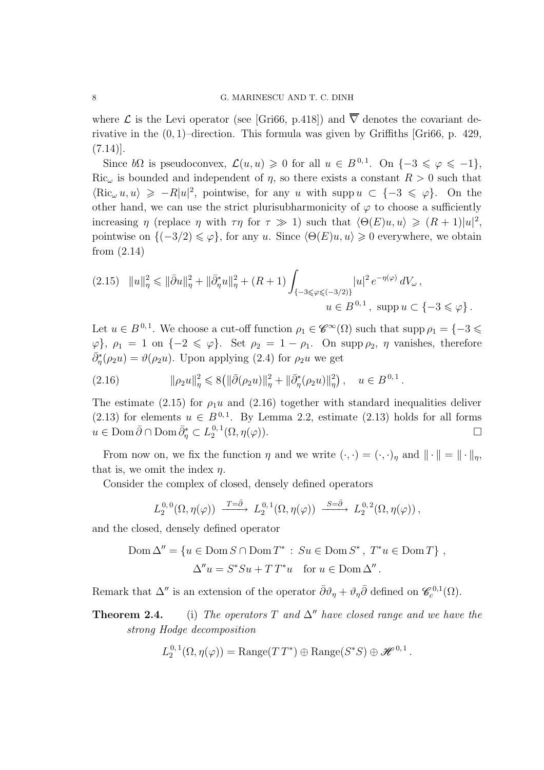where $\mathcal{L}$ is the Levi operator (see [Gri66, p.418]) and $\overline{\nabla}$ denotes the covariant derivative in the $(0,1)$–direction. This formula was given by Griffiths [Gri66, p. 429, (7.14)].

Since $b\Omega$ is pseudoconvex, $\mathcal{L}(u,u) \geqslant 0$ for all $u \in B^{0,1}$. On $\{-3 \leqslant \varphi \leqslant -1\}$, $\mathrm{Ric}_\omega$ is bounded and independent of $\eta$, so there exists a constant $R > 0$ such that $\langle \mathrm{Ric}_\omega u, u\rangle \geqslant -R|u|^2$, pointwise, for any $u$ with $\operatorname{supp} u \subset \{-3 \leqslant \varphi\}$. On the other hand, we can use the strict plurisubharmonicity of $\varphi$ to choose a sufficiently increasing $\eta$ (replace $\eta$ with $\tau\eta$ for $\tau \gg 1$) such that $\langle \Theta(E)u, u\rangle \geqslant (R+1)|u|^2$, pointwise on $\{(-3/2) \leqslant \varphi\}$, for any $u$. Since $\langle \Theta(E)u, u\rangle \geqslant 0$ everywhere, we obtain from (2.14)

$$
\|u\|^2_\eta \leqslant \|\bar\partial u\|^2_\eta + \|\bar\partial^*_\eta u\|^2_\eta + (R+1)\int_{\{-3 \leqslant \varphi \leqslant (-3/2)\}} |u|^2\, e^{-\eta(\varphi)}\, dV_\omega\,, \qquad u \in B^{0,1}\,,\ \operatorname{supp} u \subset \{-3 \leqslant \varphi\}\,. \tag{2.15}
$$

Let $u \in B^{0,1}$. We choose a cut-off function $\rho_1 \in \mathscr{C}^\infty(\Omega)$ such that $\operatorname{supp}\rho_1 = \{-3 \leqslant \varphi\}$, $\rho_1 = 1$ on $\{-2 \leqslant \varphi\}$. Set $\rho_2 = 1 - \rho_1$. On $\operatorname{supp}\rho_2$, $\eta$ vanishes, therefore $\bar\partial^*_\eta(\rho_2 u) = \vartheta(\rho_2 u)$. Upon applying (2.4) for $\rho_2 u$ we get

$$
\|\rho_2 u\|^2_\eta \leqslant 8\big(\|\bar\partial(\rho_2 u)\|^2_\eta + \|\bar\partial^*_\eta(\rho_2 u)\|^2_\eta\big)\,, \quad u \in B^{0,1}\,. \tag{2.16}
$$

The estimate (2.15) for $\rho_1 u$ and (2.16) together with standard inequalities deliver (2.13) for elements $u \in B^{0,1}$. By Lemma 2.2, estimate (2.13) holds for all forms $u \in \operatorname{Dom}\bar\partial \cap \operatorname{Dom}\bar\partial^*_\eta \subset L^{0,1}_2(\Omega, \eta(\varphi))$. $\square$

From now on, we fix the function $\eta$ and we write $(\cdot,\cdot) = (\cdot,\cdot)_\eta$ and $\|\cdot\| = \|\cdot\|_\eta$, that is, we omit the index $\eta$.

Consider the complex of closed, densely defined operators

$$
L^{0,0}_2(\Omega, \eta(\varphi)) \xrightarrow{T=\bar\partial} L^{0,1}_2(\Omega, \eta(\varphi)) \xrightarrow{S=\bar\partial} L^{0,2}_2(\Omega, \eta(\varphi))\,,
$$

and the closed, densely defined operator

$$
\operatorname{Dom}\Delta'' = \{u \in \operatorname{Dom} S \cap \operatorname{Dom} T^* \,:\, Su \in \operatorname{Dom} S^*\,,\ T^*u \in \operatorname{Dom} T\}\,,
$$
$$
\Delta'' u = S^*Su + T\,T^*u \quad \text{for } u \in \operatorname{Dom}\Delta''\,.
$$

Remark that $\Delta''$ is an extension of the operator $\bar\partial\vartheta_\eta + \vartheta_\eta\bar\partial$ defined on $\mathscr{C}^{0,1}_c(\Omega)$.

**Theorem 2.4.** (i) *The operators $T$ and $\Delta''$ have closed range and we have the strong Hodge decomposition*

$$
L^{0,1}_2(\Omega, \eta(\varphi)) = \operatorname{Range}(T\,T^*) \oplus \operatorname{Range}(S^*S) \oplus \mathscr{H}^{0,1}\,.
$$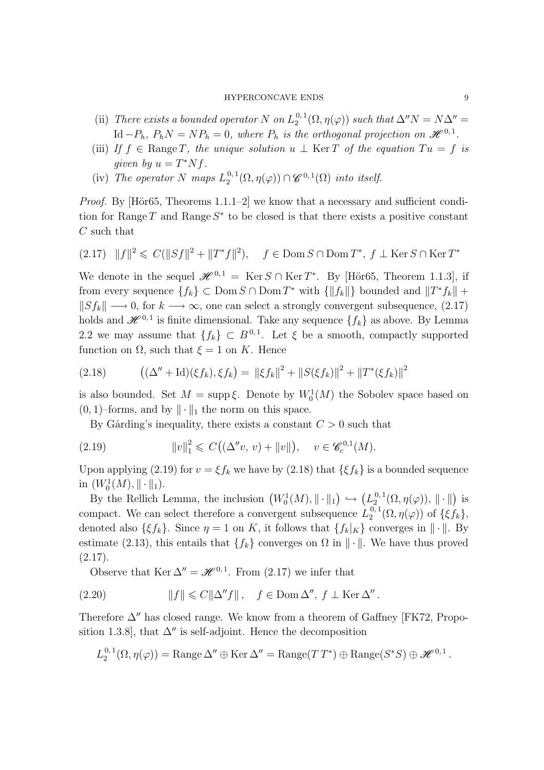(ii) *There exists a bounded operator $N$ on $L_2^{0,1}(\Omega, \eta(\varphi))$ such that $\Delta'' N = N \Delta'' = \mathrm{Id} - P_h$, $P_h N = N P_h = 0$, where $P_h$ is the orthogonal projection on $\mathscr{H}^{0,1}$.*

(iii) *If $f \in \operatorname{Range} T$, the unique solution $u \perp \operatorname{Ker} T$ of the equation $Tu = f$ is given by $u = T^* N f$.*

(iv) *The operator $N$ maps $L_2^{0,1}(\Omega, \eta(\varphi)) \cap \mathscr{C}^{0,1}(\Omega)$ into itself.*

*Proof.* By [Hör65, Theorems 1.1.1–2] we know that a necessary and sufficient condition for $\operatorname{Range} T$ and $\operatorname{Range} S^*$ to be closed is that there exists a positive constant $C$ such that

$$
\|f\|^2 \leqslant C(\|Sf\|^2 + \|T^* f\|^2), \quad f \in \operatorname{Dom} S \cap \operatorname{Dom} T^*,\ f \perp \operatorname{Ker} S \cap \operatorname{Ker} T^* \tag{2.17}
$$

We denote in the sequel $\mathscr{H}^{0,1} = \operatorname{Ker} S \cap \operatorname{Ker} T^*$. By [Hör65, Theorem 1.1.3], if from every sequence $\{f_k\} \subset \operatorname{Dom} S \cap \operatorname{Dom} T^*$ with $\{\|f_k\|\}$ bounded and $\|T^* f_k\| + \|S f_k\| \longrightarrow 0$, for $k \longrightarrow \infty$, one can select a strongly convergent subsequence, (2.17) holds and $\mathscr{H}^{0,1}$ is finite dimensional. Take any sequence $\{f_k\}$ as above. By Lemma 2.2 we may assume that $\{f_k\} \subset B^{0,1}$. Let $\xi$ be a smooth, compactly supported function on $\Omega$, such that $\xi = 1$ on $K$. Hence

$$
\big((\Delta'' + \mathrm{Id})(\xi f_k), \xi f_k\big) = \|\xi f_k\|^2 + \|S(\xi f_k)\|^2 + \|T^*(\xi f_k)\|^2 \tag{2.18}
$$

is also bounded. Set $M = \operatorname{supp} \xi$. Denote by $W_0^1(M)$ the Sobolev space based on $(0,1)$–forms, and by $\|\cdot\|_1$ the norm on this space.

By Gårding's inequality, there exists a constant $C > 0$ such that

$$
\|v\|_1^2 \leqslant C\big((\Delta'' v, v) + \|v\|\big), \quad v \in \mathscr{C}_c^{0,1}(M). \tag{2.19}
$$

Upon applying (2.19) for $v = \xi f_k$ we have by (2.18) that $\{\xi f_k\}$ is a bounded sequence in $(W_0^1(M), \|\cdot\|_1)$.

By the Rellich Lemma, the inclusion $\big(W_0^1(M), \|\cdot\|_1\big) \hookrightarrow \big(L_2^{0,1}(\Omega, \eta(\varphi)), \|\cdot\|\big)$ is compact. We can select therefore a convergent subsequence $L_2^{0,1}(\Omega, \eta(\varphi))$ of $\{\xi f_k\}$, denoted also $\{\xi f_k\}$. Since $\eta = 1$ on $K$, it follows that $\{f_k|_K\}$ converges in $\|\cdot\|$. By estimate (2.13), this entails that $\{f_k\}$ converges on $\Omega$ in $\|\cdot\|$. We have thus proved (2.17).

Observe that $\operatorname{Ker} \Delta'' = \mathscr{H}^{0,1}$. From (2.17) we infer that

$$
\|f\| \leqslant C \|\Delta'' f\|, \quad f \in \operatorname{Dom} \Delta'',\ f \perp \operatorname{Ker} \Delta''. \tag{2.20}
$$

Therefore $\Delta''$ has closed range. We know from a theorem of Gaffney [FK72, Proposition 1.3.8], that $\Delta''$ is self-adjoint. Hence the decomposition

$$
L_2^{0,1}(\Omega, \eta(\varphi)) = \operatorname{Range} \Delta'' \oplus \operatorname{Ker} \Delta'' = \operatorname{Range}(T T^*) \oplus \operatorname{Range}(S^* S) \oplus \mathscr{H}^{0,1}.
$$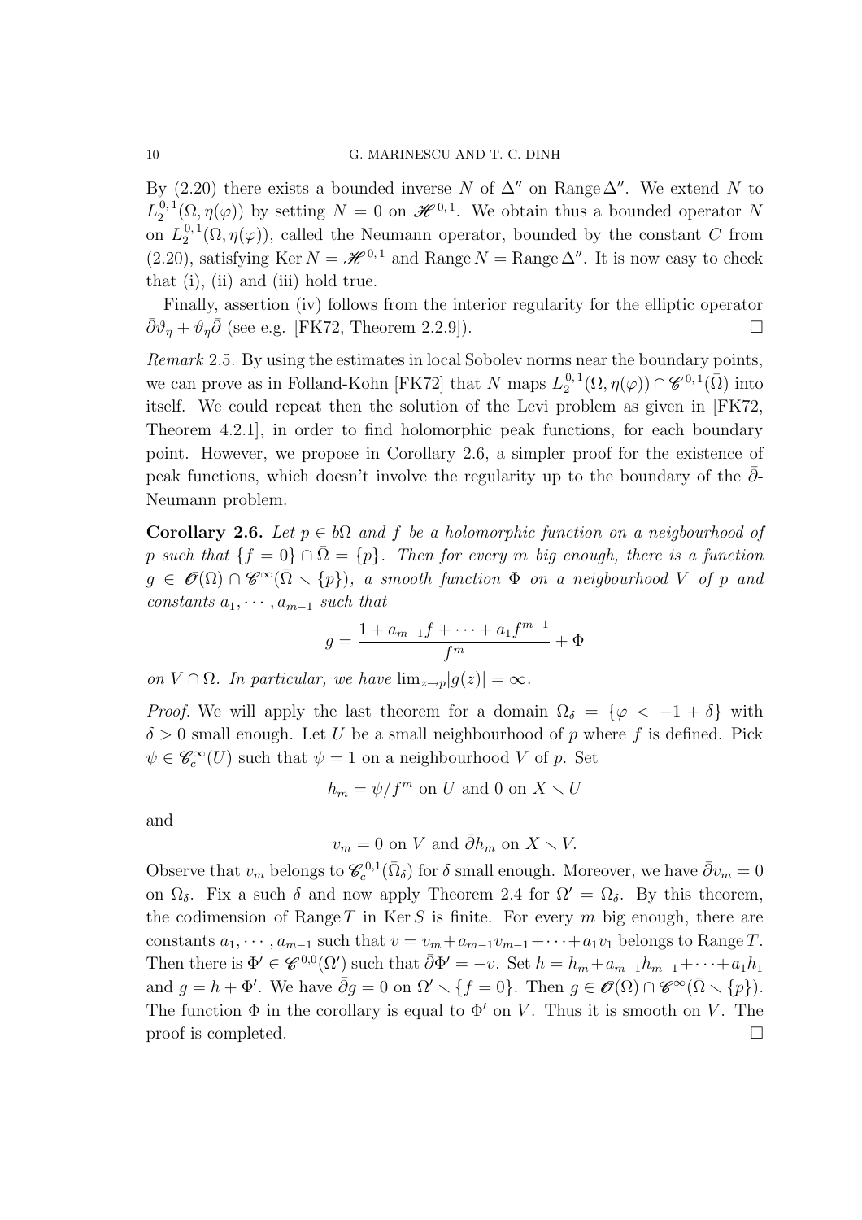By (2.20) there exists a bounded inverse $N$ of $\Delta''$ on Range $\Delta''$. We extend $N$ to $L^{0,1}_2(\Omega, \eta(\varphi))$ by setting $N = 0$ on $\mathscr{H}^{0,1}$. We obtain thus a bounded operator $N$ on $L^{0,1}_2(\Omega, \eta(\varphi))$, called the Neumann operator, bounded by the constant $C$ from (2.20), satisfying $\operatorname{Ker} N = \mathscr{H}^{0,1}$ and $\operatorname{Range} N = \operatorname{Range} \Delta''$. It is now easy to check that (i), (ii) and (iii) hold true.

Finally, assertion (iv) follows from the interior regularity for the elliptic operator $\bar\partial\vartheta_\eta + \vartheta_\eta\bar\partial$ (see e.g. [FK72, Theorem 2.2.9]). □

*Remark* 2.5. By using the estimates in local Sobolev norms near the boundary points, we can prove as in Folland-Kohn [FK72] that $N$ maps $L^{0,1}_2(\Omega, \eta(\varphi)) \cap \mathscr{C}^{0,1}(\bar\Omega)$ into itself. We could repeat then the solution of the Levi problem as given in [FK72, Theorem 4.2.1], in order to find holomorphic peak functions, for each boundary point. However, we propose in Corollary 2.6, a simpler proof for the existence of peak functions, which doesn't involve the regularity up to the boundary of the $\bar\partial$-Neumann problem.

**Corollary 2.6.** *Let $p \in b\Omega$ and $f$ be a holomorphic function on a neigbourhood of $p$ such that $\{f = 0\} \cap \bar\Omega = \{p\}$. Then for every $m$ big enough, there is a function $g \in \mathscr{O}(\Omega) \cap \mathscr{C}^\infty(\bar\Omega \smallsetminus \{p\})$, a smooth function $\Phi$ on a neigbourhood $V$ of $p$ and constants $a_1, \cdots, a_{m-1}$ such that*

$$g = \frac{1 + a_{m-1}f + \cdots + a_1 f^{m-1}}{f^m} + \Phi$$

*on $V \cap \Omega$. In particular, we have $\lim_{z\to p}|g(z)| = \infty$.*

*Proof.* We will apply the last theorem for a domain $\Omega_\delta = \{\varphi < -1 + \delta\}$ with $\delta > 0$ small enough. Let $U$ be a small neighbourhood of $p$ where $f$ is defined. Pick $\psi \in \mathscr{C}^\infty_c(U)$ such that $\psi = 1$ on a neighbourhood $V$ of $p$. Set

$$h_m = \psi/f^m \text{ on } U \text{ and } 0 \text{ on } X \smallsetminus U$$

and

$$v_m = 0 \text{ on } V \text{ and } \bar\partial h_m \text{ on } X \smallsetminus V.$$

Observe that $v_m$ belongs to $\mathscr{C}^{0,1}_c(\bar\Omega_\delta)$ for $\delta$ small enough. Moreover, we have $\bar\partial v_m = 0$ on $\Omega_\delta$. Fix a such $\delta$ and now apply Theorem 2.4 for $\Omega' = \Omega_\delta$. By this theorem, the codimension of Range $T$ in Ker $S$ is finite. For every $m$ big enough, there are constants $a_1, \cdots, a_{m-1}$ such that $v = v_m + a_{m-1}v_{m-1} + \cdots + a_1 v_1$ belongs to Range $T$. Then there is $\Phi' \in \mathscr{C}^{0,0}(\Omega')$ such that $\bar\partial\Phi' = -v$. Set $h = h_m + a_{m-1}h_{m-1} + \cdots + a_1 h_1$ and $g = h + \Phi'$. We have $\bar\partial g = 0$ on $\Omega' \smallsetminus \{f = 0\}$. Then $g \in \mathscr{O}(\Omega) \cap \mathscr{C}^\infty(\bar\Omega \smallsetminus \{p\})$. The function $\Phi$ in the corollary is equal to $\Phi'$ on $V$. Thus it is smooth on $V$. The proof is completed. □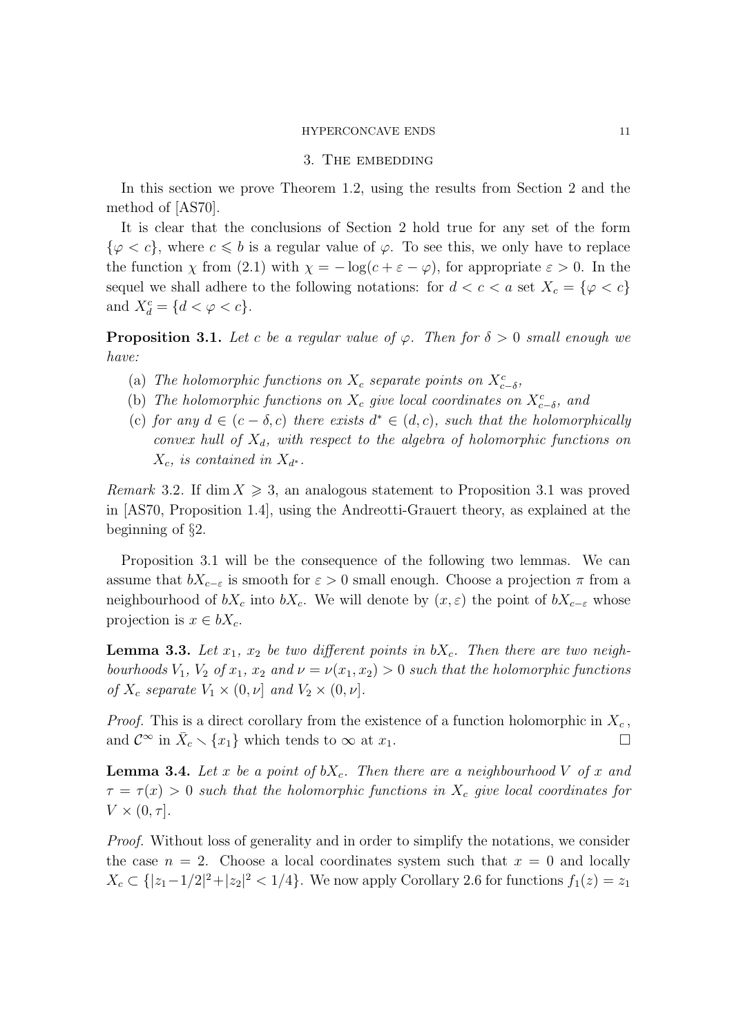## 3. The embedding

In this section we prove Theorem 1.2, using the results from Section 2 and the method of [AS70].

It is clear that the conclusions of Section 2 hold true for any set of the form $\{\varphi < c\}$, where $c \leqslant b$ is a regular value of $\varphi$. To see this, we only have to replace the function $\chi$ from (2.1) with $\chi = -\log(c + \varepsilon - \varphi)$, for appropriate $\varepsilon > 0$. In the sequel we shall adhere to the following notations: for $d < c < a$ set $X_c = \{\varphi < c\}$ and $X_d^c = \{d < \varphi < c\}$.

**Proposition 3.1.** *Let $c$ be a regular value of $\varphi$. Then for $\delta > 0$ small enough we have:*

(a) *The holomorphic functions on $X_c$ separate points on $X_{c-\delta}^c$,*

(b) *The holomorphic functions on $X_c$ give local coordinates on $X_{c-\delta}^c$, and*

(c) *for any $d \in (c-\delta, c)$ there exists $d^* \in (d, c)$, such that the holomorphically convex hull of $X_d$, with respect to the algebra of holomorphic functions on $X_c$, is contained in $X_{d^*}$.*

*Remark* 3.2. If $\dim X \geqslant 3$, an analogous statement to Proposition 3.1 was proved in [AS70, Proposition 1.4], using the Andreotti-Grauert theory, as explained at the beginning of §2.

Proposition 3.1 will be the consequence of the following two lemmas. We can assume that $bX_{c-\varepsilon}$ is smooth for $\varepsilon > 0$ small enough. Choose a projection $\pi$ from a neighbourhood of $bX_c$ into $bX_c$. We will denote by $(x, \varepsilon)$ the point of $bX_{c-\varepsilon}$ whose projection is $x \in bX_c$.

**Lemma 3.3.** *Let $x_1$, $x_2$ be two different points in $bX_c$. Then there are two neighbourhoods $V_1$, $V_2$ of $x_1$, $x_2$ and $\nu = \nu(x_1, x_2) > 0$ such that the holomorphic functions of $X_c$ separate $V_1 \times (0, \nu]$ and $V_2 \times (0, \nu]$.*

*Proof.* This is a direct corollary from the existence of a function holomorphic in $X_c$, and $\mathcal{C}^\infty$ in $\bar{X}_c \setminus \{x_1\}$ which tends to $\infty$ at $x_1$. □

**Lemma 3.4.** *Let $x$ be a point of $bX_c$. Then there are a neighbourhood $V$ of $x$ and $\tau = \tau(x) > 0$ such that the holomorphic functions in $X_c$ give local coordinates for $V \times (0, \tau]$.*

*Proof.* Without loss of generality and in order to simplify the notations, we consider the case $n = 2$. Choose a local coordinates system such that $x = 0$ and locally $X_c \subset \{|z_1 - 1/2|^2 + |z_2|^2 < 1/4\}$. We now apply Corollary 2.6 for functions $f_1(z) = z_1$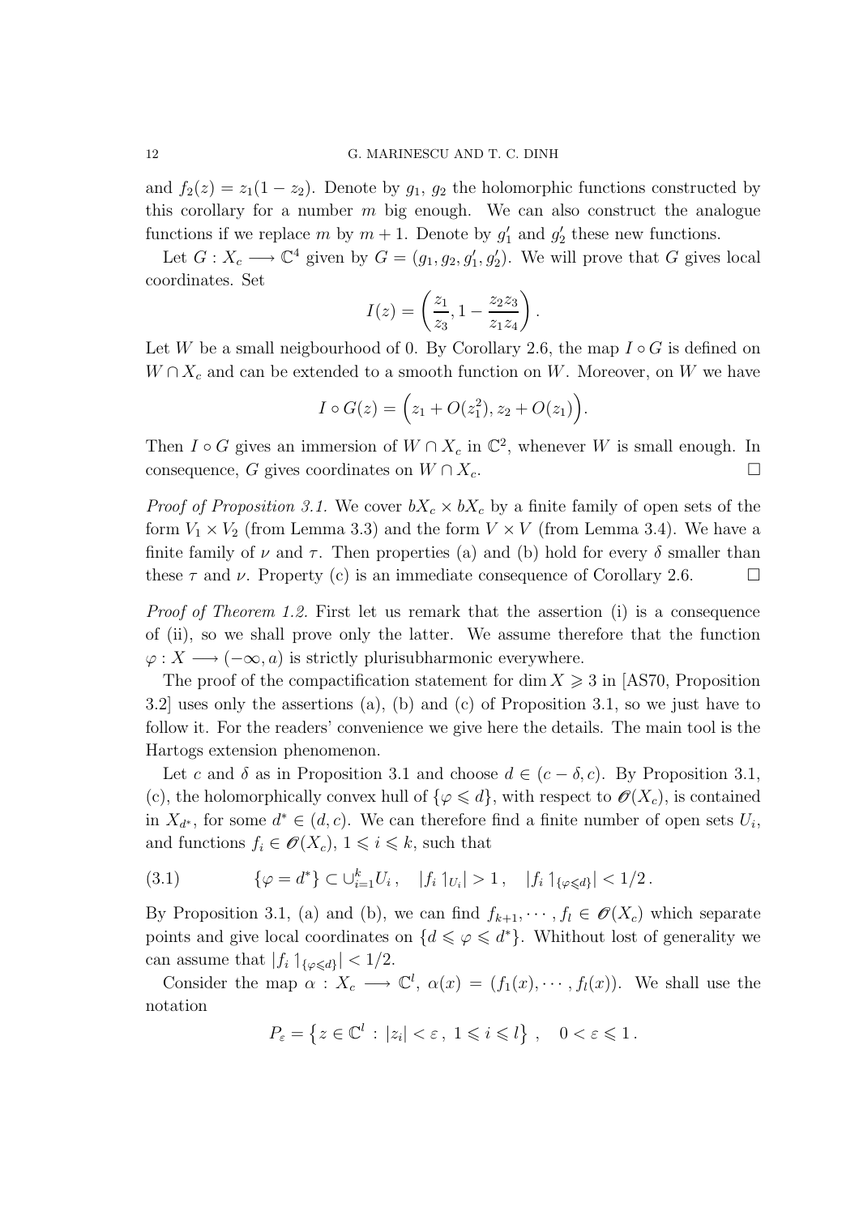and $f_2(z) = z_1(1 - z_2)$. Denote by $g_1$, $g_2$ the holomorphic functions constructed by this corollary for a number $m$ big enough. We can also construct the analogue functions if we replace $m$ by $m+1$. Denote by $g_1'$ and $g_2'$ these new functions.

Let $G : X_c \longrightarrow \mathbb{C}^4$ given by $G = (g_1, g_2, g_1', g_2')$. We will prove that $G$ gives local coordinates. Set

$$I(z) = \left( \frac{z_1}{z_3}, 1 - \frac{z_2 z_3}{z_1 z_4} \right).$$

Let $W$ be a small neigbourhood of 0. By Corollary 2.6, the map $I \circ G$ is defined on $W \cap X_c$ and can be extended to a smooth function on $W$. Moreover, on $W$ we have

$$I \circ G(z) = \Big( z_1 + O(z_1^2), z_2 + O(z_1) \Big).$$

Then $I \circ G$ gives an immersion of $W \cap X_c$ in $\mathbb{C}^2$, whenever $W$ is small enough. In consequence, $G$ gives coordinates on $W \cap X_c$. $\square$

*Proof of Proposition 3.1.* We cover $bX_c \times bX_c$ by a finite family of open sets of the form $V_1 \times V_2$ (from Lemma 3.3) and the form $V \times V$ (from Lemma 3.4). We have a finite family of $\nu$ and $\tau$. Then properties (a) and (b) hold for every $\delta$ smaller than these $\tau$ and $\nu$. Property (c) is an immediate consequence of Corollary 2.6. $\square$

*Proof of Theorem 1.2.* First let us remark that the assertion (i) is a consequence of (ii), so we shall prove only the latter. We assume therefore that the function $\varphi : X \longrightarrow (-\infty, a)$ is strictly plurisubharmonic everywhere.

The proof of the compactification statement for $\dim X \geqslant 3$ in [AS70, Proposition 3.2] uses only the assertions (a), (b) and (c) of Proposition 3.1, so we just have to follow it. For the readers' convenience we give here the details. The main tool is the Hartogs extension phenomenon.

Let $c$ and $\delta$ as in Proposition 3.1 and choose $d \in (c - \delta, c)$. By Proposition 3.1, (c), the holomorphically convex hull of $\{\varphi \leqslant d\}$, with respect to $\mathscr{O}(X_c)$, is contained in $X_{d^*}$, for some $d^* \in (d, c)$. We can therefore find a finite number of open sets $U_i$, and functions $f_i \in \mathscr{O}(X_c)$, $1 \leqslant i \leqslant k$, such that

$$\{\varphi = d^*\} \subset \cup_{i=1}^k U_i \,, \quad |f_i \restriction_{U_i}| > 1 \,, \quad |f_i \restriction_{\{\varphi \leqslant d\}}| < 1/2 \,. \tag{3.1}$$

By Proposition 3.1, (a) and (b), we can find $f_{k+1}, \cdots, f_l \in \mathscr{O}(X_c)$ which separate points and give local coordinates on $\{d \leqslant \varphi \leqslant d^*\}$. Whithout lost of generality we can assume that $|f_i \restriction_{\{\varphi \leqslant d\}}| < 1/2$.

Consider the map $\alpha : X_c \longrightarrow \mathbb{C}^l$, $\alpha(x) = (f_1(x), \cdots, f_l(x))$. We shall use the notation

$$P_\varepsilon = \left\{ z \in \mathbb{C}^l \,:\, |z_i| < \varepsilon \,,\, 1 \leqslant i \leqslant l \right\} \,, \quad 0 < \varepsilon \leqslant 1 \,.$$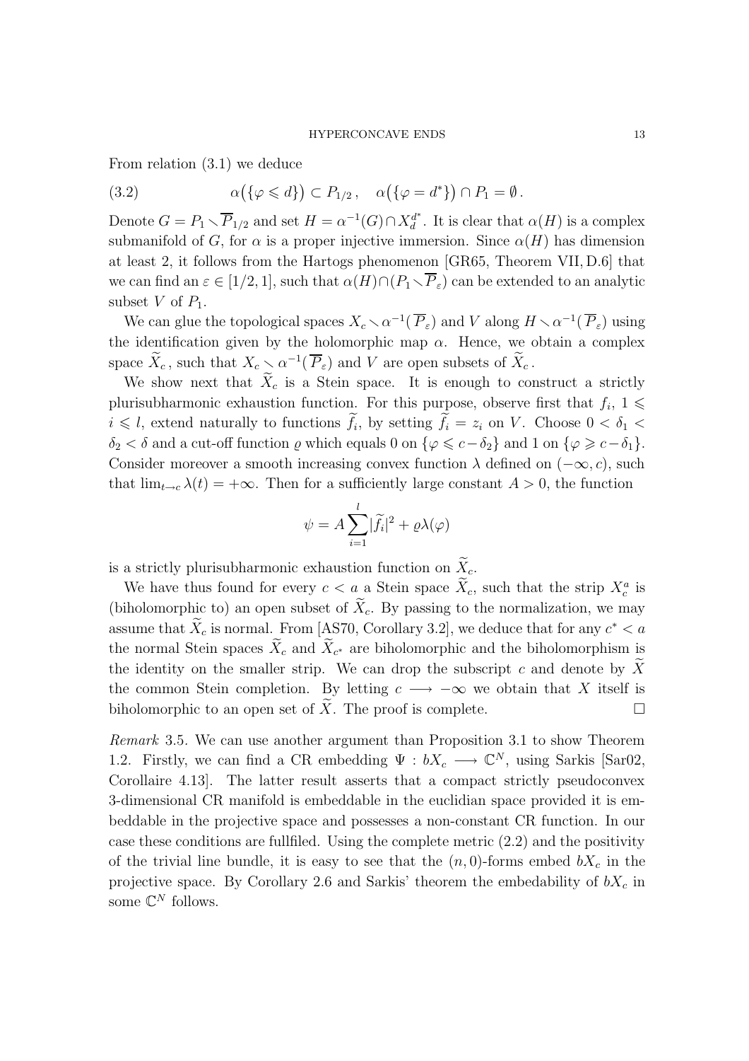From relation (3.1) we deduce

$$\alpha\big(\{\varphi \leqslant d\}\big) \subset P_{1/2}\,, \quad \alpha\big(\{\varphi = d^*\}\big) \cap P_1 = \emptyset\,. \tag{3.2}$$

Denote $G = P_1 \smallsetminus \overline{P}_{1/2}$ and set $H = \alpha^{-1}(G) \cap X_d^{d^*}$. It is clear that $\alpha(H)$ is a complex submanifold of $G$, for $\alpha$ is a proper injective immersion. Since $\alpha(H)$ has dimension at least 2, it follows from the Hartogs phenomenon [GR65, Theorem VII, D.6] that we can find an $\varepsilon \in [1/2, 1]$, such that $\alpha(H) \cap (P_1 \smallsetminus \overline{P}_\varepsilon)$ can be extended to an analytic subset $V$ of $P_1$.

We can glue the topological spaces $X_c \smallsetminus \alpha^{-1}(\overline{P}_\varepsilon)$ and $V$ along $H \smallsetminus \alpha^{-1}(\overline{P}_\varepsilon)$ using the identification given by the holomorphic map $\alpha$. Hence, we obtain a complex space $\widetilde{X}_c$, such that $X_c \smallsetminus \alpha^{-1}(\overline{P}_\varepsilon)$ and $V$ are open subsets of $\widetilde{X}_c$.

We show next that $\widetilde{X}_c$ is a Stein space. It is enough to construct a strictly plurisubharmonic exhaustion function. For this purpose, observe first that $f_i$, $1 \leqslant i \leqslant l$, extend naturally to functions $\widetilde{f}_i$, by setting $\widetilde{f}_i = z_i$ on $V$. Choose $0 < \delta_1 < \delta_2 < \delta$ and a cut-off function $\varrho$ which equals 0 on $\{\varphi \leqslant c - \delta_2\}$ and 1 on $\{\varphi \geqslant c - \delta_1\}$. Consider moreover a smooth increasing convex function $\lambda$ defined on $(-\infty, c)$, such that $\lim_{t \to c} \lambda(t) = +\infty$. Then for a sufficiently large constant $A > 0$, the function

$$\psi = A \sum_{i=1}^{l} |\widetilde{f}_i|^2 + \varrho \lambda(\varphi)$$

is a strictly plurisubharmonic exhaustion function on $\widetilde{X}_c$.

We have thus found for every $c < a$ a Stein space $\widetilde{X}_c$, such that the strip $X_c^a$ is (biholomorphic to) an open subset of $\widetilde{X}_c$. By passing to the normalization, we may assume that $\widetilde{X}_c$ is normal. From [AS70, Corollary 3.2], we deduce that for any $c^* < a$ the normal Stein spaces $\widetilde{X}_c$ and $\widetilde{X}_{c^*}$ are biholomorphic and the biholomorphism is the identity on the smaller strip. We can drop the subscript $c$ and denote by $\widetilde{X}$ the common Stein completion. By letting $c \longrightarrow -\infty$ we obtain that $X$ itself is biholomorphic to an open set of $\widetilde{X}$. The proof is complete. $\square$

*Remark* 3.5. We can use another argument than Proposition 3.1 to show Theorem 1.2. Firstly, we can find a CR embedding $\Psi : bX_c \longrightarrow \mathbb{C}^N$, using Sarkis [Sar02, Corollaire 4.13]. The latter result asserts that a compact strictly pseudoconvex 3-dimensional CR manifold is embeddable in the euclidian space provided it is embeddable in the projective space and possesses a non-constant CR function. In our case these conditions are fullfiled. Using the complete metric (2.2) and the positivity of the trivial line bundle, it is easy to see that the $(n, 0)$-forms embed $bX_c$ in the projective space. By Corollary 2.6 and Sarkis' theorem the embedability of $bX_c$ in some $\mathbb{C}^N$ follows.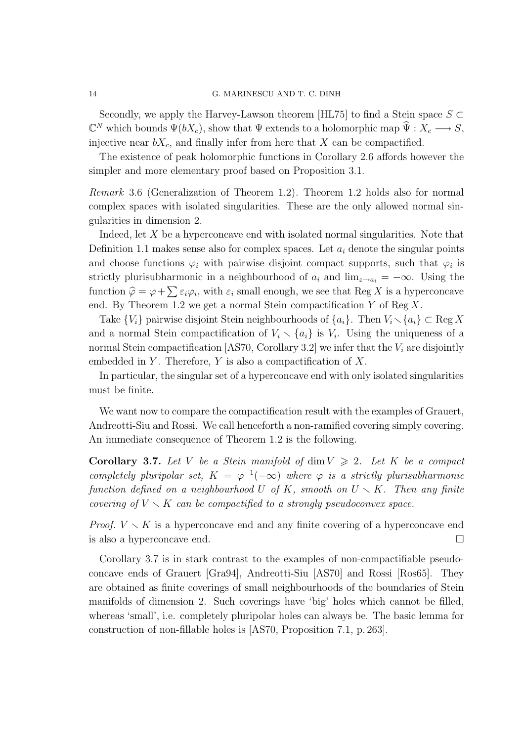Secondly, we apply the Harvey-Lawson theorem [HL75] to find a Stein space $S \subset \mathbb{C}^N$ which bounds $\Psi(bX_c)$, show that $\Psi$ extends to a holomorphic map $\widehat{\Psi} : X_c \longrightarrow S$, injective near $bX_c$, and finally infer from here that $X$ can be compactified.

The existence of peak holomorphic functions in Corollary 2.6 affords however the simpler and more elementary proof based on Proposition 3.1.

*Remark* 3.6 (Generalization of Theorem 1.2). Theorem 1.2 holds also for normal complex spaces with isolated singularities. These are the only allowed normal singularities in dimension 2.

Indeed, let $X$ be a hyperconcave end with isolated normal singularities. Note that Definition 1.1 makes sense also for complex spaces. Let $a_i$ denote the singular points and choose functions $\varphi_i$ with pairwise disjoint compact supports, such that $\varphi_i$ is strictly plurisubharmonic in a neighbourhood of $a_i$ and $\lim_{z \to a_i} = -\infty$. Using the function $\widehat{\varphi} = \varphi + \sum \varepsilon_i \varphi_i$, with $\varepsilon_i$ small enough, we see that $\operatorname{Reg} X$ is a hyperconcave end. By Theorem 1.2 we get a normal Stein compactification $Y$ of $\operatorname{Reg} X$.

Take $\{V_i\}$ pairwise disjoint Stein neighbourhoods of $\{a_i\}$. Then $V_i \smallsetminus \{a_i\} \subset \operatorname{Reg} X$ and a normal Stein compactification of $V_i \smallsetminus \{a_i\}$ is $V_i$. Using the uniqueness of a normal Stein compactification [AS70, Corollary 3.2] we infer that the $V_i$ are disjointly embedded in $Y$. Therefore, $Y$ is also a compactification of $X$.

In particular, the singular set of a hyperconcave end with only isolated singularities must be finite.

We want now to compare the compactification result with the examples of Grauert, Andreotti-Siu and Rossi. We call henceforth a non-ramified covering simply covering. An immediate consequence of Theorem 1.2 is the following.

**Corollary 3.7.** *Let $V$ be a Stein manifold of $\dim V \geqslant 2$. Let $K$ be a compact completely pluripolar set, $K = \varphi^{-1}(-\infty)$ where $\varphi$ is a strictly plurisubharmonic function defined on a neighbourhood $U$ of $K$, smooth on $U \smallsetminus K$. Then any finite covering of $V \smallsetminus K$ can be compactified to a strongly pseudoconvex space.*

*Proof.* $V \smallsetminus K$ is a hyperconcave end and any finite covering of a hyperconcave end is also a hyperconcave end. □

Corollary 3.7 is in stark contrast to the examples of non-compactifiable pseudoconcave ends of Grauert [Gra94], Andreotti-Siu [AS70] and Rossi [Ros65]. They are obtained as finite coverings of small neighbourhoods of the boundaries of Stein manifolds of dimension 2. Such coverings have 'big' holes which cannot be filled, whereas 'small', i.e. completely pluripolar holes can always be. The basic lemma for construction of non-fillable holes is [AS70, Proposition 7.1, p. 263].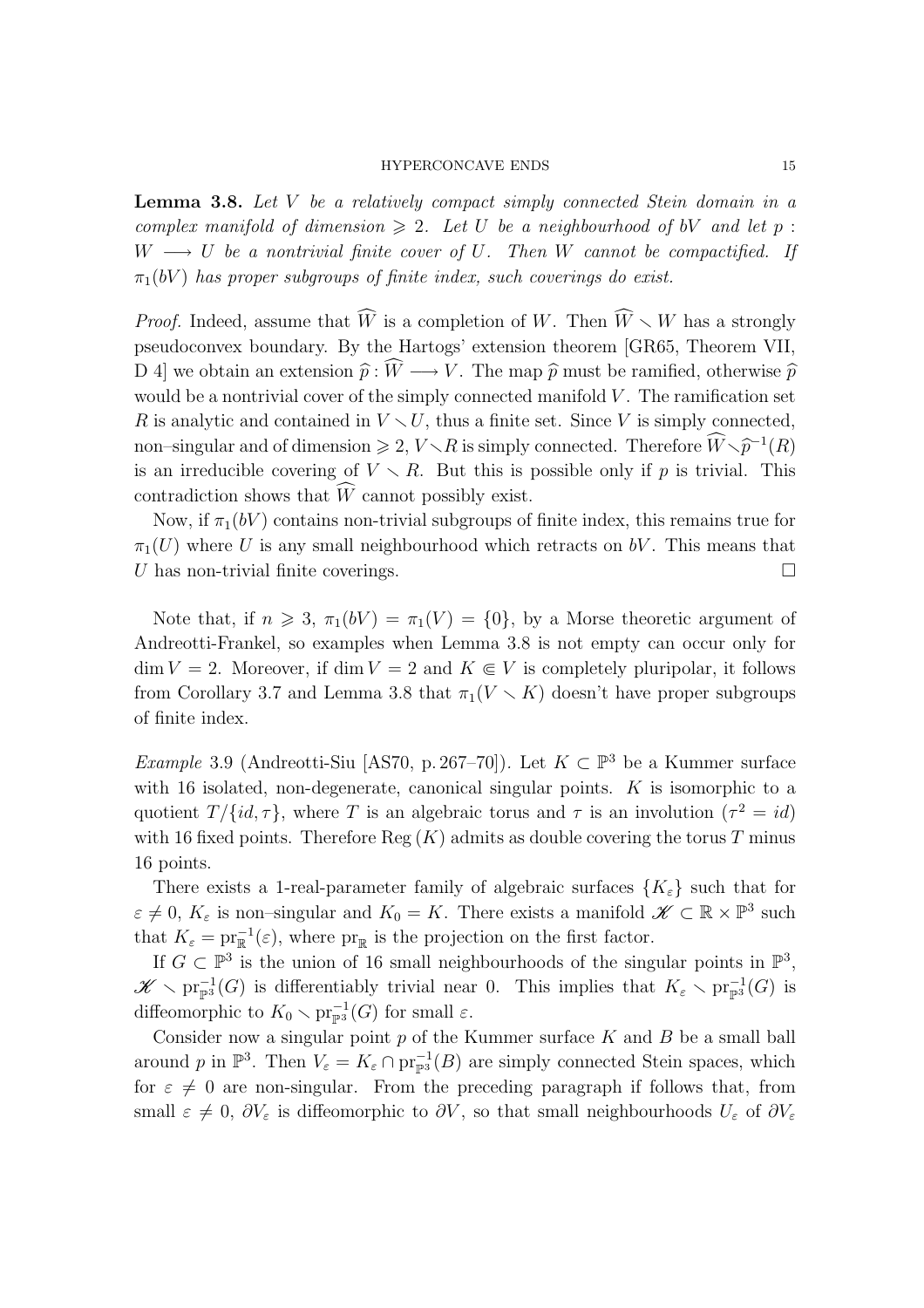**Lemma 3.8.** *Let $V$ be a relatively compact simply connected Stein domain in a complex manifold of dimension $\geqslant 2$. Let $U$ be a neighbourhood of $bV$ and let $p : W \longrightarrow U$ be a nontrivial finite cover of $U$. Then $W$ cannot be compactified. If $\pi_1(bV)$ has proper subgroups of finite index, such coverings do exist.*

*Proof.* Indeed, assume that $\widehat{W}$ is a completion of $W$. Then $\widehat{W} \smallsetminus W$ has a strongly pseudoconvex boundary. By the Hartogs' extension theorem [GR65, Theorem VII, D 4] we obtain an extension $\widehat{p} : \widehat{W} \longrightarrow V$. The map $\widehat{p}$ must be ramified, otherwise $\widehat{p}$ would be a nontrivial cover of the simply connected manifold $V$. The ramification set $R$ is analytic and contained in $V \smallsetminus U$, thus a finite set. Since $V$ is simply connected, non–singular and of dimension $\geqslant 2$, $V \smallsetminus R$ is simply connected. Therefore $\widehat{W} \smallsetminus \widehat{p}^{-1}(R)$ is an irreducible covering of $V \smallsetminus R$. But this is possible only if $p$ is trivial. This contradiction shows that $\widehat{W}$ cannot possibly exist.

Now, if $\pi_1(bV)$ contains non-trivial subgroups of finite index, this remains true for $\pi_1(U)$ where $U$ is any small neighbourhood which retracts on $bV$. This means that $U$ has non-trivial finite coverings. □

Note that, if $n \geqslant 3$, $\pi_1(bV) = \pi_1(V) = \{0\}$, by a Morse theoretic argument of Andreotti-Frankel, so examples when Lemma 3.8 is not empty can occur only for $\dim V = 2$. Moreover, if $\dim V = 2$ and $K \Subset V$ is completely pluripolar, it follows from Corollary 3.7 and Lemma 3.8 that $\pi_1(V \smallsetminus K)$ doesn't have proper subgroups of finite index.

*Example* 3.9 (Andreotti-Siu [AS70, p. 267–70]). Let $K \subset \mathbb{P}^3$ be a Kummer surface with 16 isolated, non-degenerate, canonical singular points. $K$ is isomorphic to a quotient $T/\{id, \tau\}$, where $T$ is an algebraic torus and $\tau$ is an involution ($\tau^2 = id$) with 16 fixed points. Therefore $\mathrm{Reg}\,(K)$ admits as double covering the torus $T$ minus 16 points.

There exists a 1-real-parameter family of algebraic surfaces $\{K_\varepsilon\}$ such that for $\varepsilon \neq 0$, $K_\varepsilon$ is non–singular and $K_0 = K$. There exists a manifold $\mathscr{K} \subset \mathbb{R} \times \mathbb{P}^3$ such that $K_\varepsilon = \mathrm{pr}_{\mathbb{R}}^{-1}(\varepsilon)$, where $\mathrm{pr}_{\mathbb{R}}$ is the projection on the first factor.

If $G \subset \mathbb{P}^3$ is the union of 16 small neighbourhoods of the singular points in $\mathbb{P}^3$, $\mathscr{K} \smallsetminus \mathrm{pr}_{\mathbb{P}^3}^{-1}(G)$ is differentiably trivial near 0. This implies that $K_\varepsilon \smallsetminus \mathrm{pr}_{\mathbb{P}^3}^{-1}(G)$ is diffeomorphic to $K_0 \smallsetminus \mathrm{pr}_{\mathbb{P}^3}^{-1}(G)$ for small $\varepsilon$.

Consider now a singular point $p$ of the Kummer surface $K$ and $B$ be a small ball around $p$ in $\mathbb{P}^3$. Then $V_\varepsilon = K_\varepsilon \cap \mathrm{pr}_{\mathbb{P}^3}^{-1}(B)$ are simply connected Stein spaces, which for $\varepsilon \neq 0$ are non-singular. From the preceding paragraph if follows that, from small $\varepsilon \neq 0$, $\partial V_\varepsilon$ is diffeomorphic to $\partial V$, so that small neighbourhoods $U_\varepsilon$ of $\partial V_\varepsilon$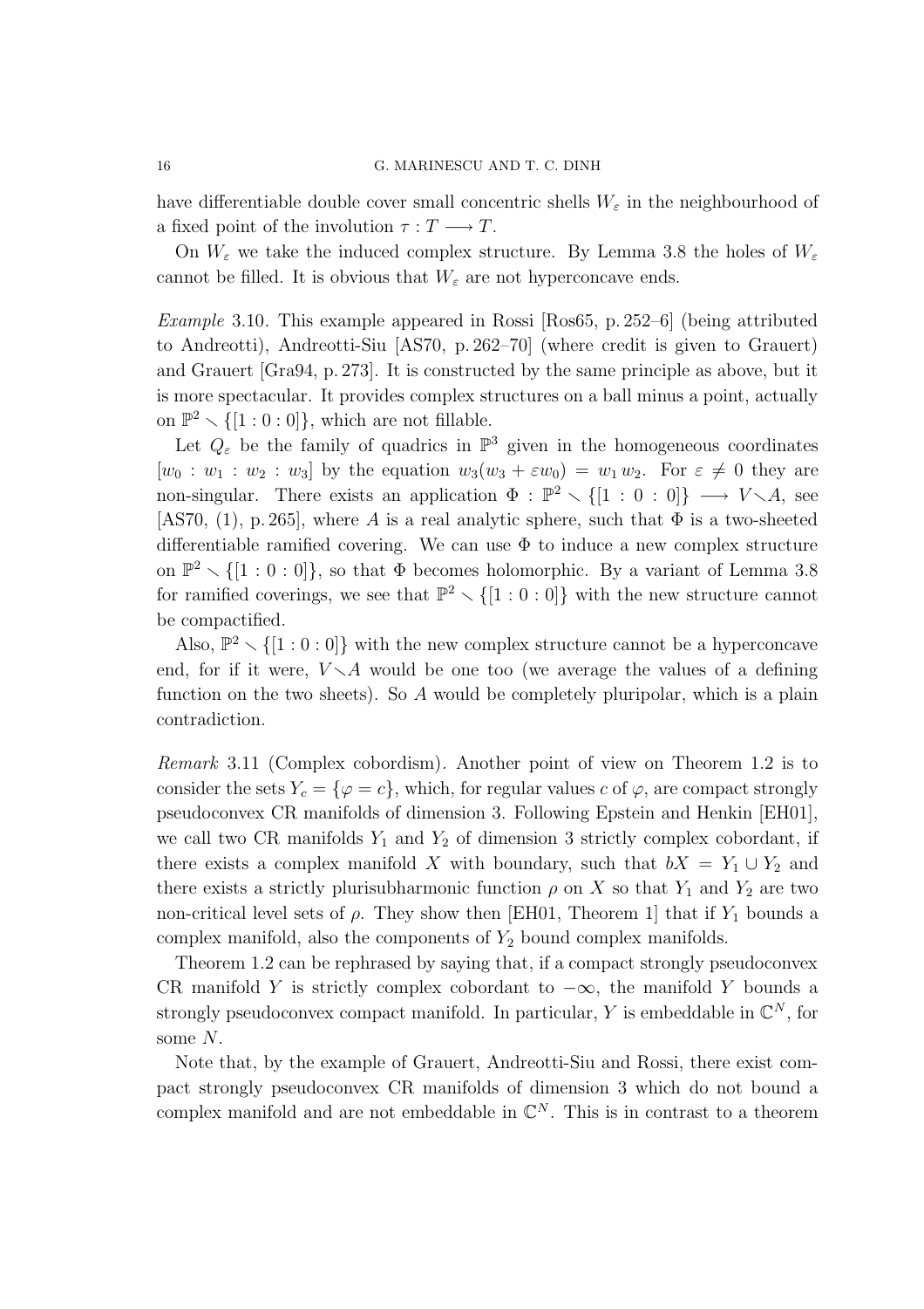have differentiable double cover small concentric shells $W_\varepsilon$ in the neighbourhood of a fixed point of the involution $\tau : T \longrightarrow T$.

On $W_\varepsilon$ we take the induced complex structure. By Lemma 3.8 the holes of $W_\varepsilon$ cannot be filled. It is obvious that $W_\varepsilon$ are not hyperconcave ends.

*Example* 3.10. This example appeared in Rossi [Ros65, p. 252–6] (being attributed to Andreotti), Andreotti-Siu [AS70, p. 262–70] (where credit is given to Grauert) and Grauert [Gra94, p. 273]. It is constructed by the same principle as above, but it is more spectacular. It provides complex structures on a ball minus a point, actually on $\mathbb{P}^2 \setminus \{[1 : 0 : 0]\}$, which are not fillable.

Let $Q_\varepsilon$ be the family of quadrics in $\mathbb{P}^3$ given in the homogeneous coordinates $[w_0 : w_1 : w_2 : w_3]$ by the equation $w_3(w_3 + \varepsilon w_0) = w_1 w_2$. For $\varepsilon \neq 0$ they are non-singular. There exists an application $\Phi : \mathbb{P}^2 \setminus \{[1 : 0 : 0]\} \longrightarrow V \setminus A$, see [AS70, (1), p. 265], where $A$ is a real analytic sphere, such that $\Phi$ is a two-sheeted differentiable ramified covering. We can use $\Phi$ to induce a new complex structure on $\mathbb{P}^2 \setminus \{[1 : 0 : 0]\}$, so that $\Phi$ becomes holomorphic. By a variant of Lemma 3.8 for ramified coverings, we see that $\mathbb{P}^2 \setminus \{[1 : 0 : 0]\}$ with the new structure cannot be compactified.

Also, $\mathbb{P}^2 \setminus \{[1 : 0 : 0]\}$ with the new complex structure cannot be a hyperconcave end, for if it were, $V \setminus A$ would be one too (we average the values of a defining function on the two sheets). So $A$ would be completely pluripolar, which is a plain contradiction.

*Remark* 3.11 (Complex cobordism). Another point of view on Theorem 1.2 is to consider the sets $Y_c = \{\varphi = c\}$, which, for regular values $c$ of $\varphi$, are compact strongly pseudoconvex CR manifolds of dimension 3. Following Epstein and Henkin [EH01], we call two CR manifolds $Y_1$ and $Y_2$ of dimension 3 strictly complex cobordant, if there exists a complex manifold $X$ with boundary, such that $bX = Y_1 \cup Y_2$ and there exists a strictly plurisubharmonic function $\rho$ on $X$ so that $Y_1$ and $Y_2$ are two non-critical level sets of $\rho$. They show then [EH01, Theorem 1] that if $Y_1$ bounds a complex manifold, also the components of $Y_2$ bound complex manifolds.

Theorem 1.2 can be rephrased by saying that, if a compact strongly pseudoconvex CR manifold $Y$ is strictly complex cobordant to $-\infty$, the manifold $Y$ bounds a strongly pseudoconvex compact manifold. In particular, $Y$ is embeddable in $\mathbb{C}^N$, for some $N$.

Note that, by the example of Grauert, Andreotti-Siu and Rossi, there exist compact strongly pseudoconvex CR manifolds of dimension 3 which do not bound a complex manifold and are not embeddable in $\mathbb{C}^N$. This is in contrast to a theorem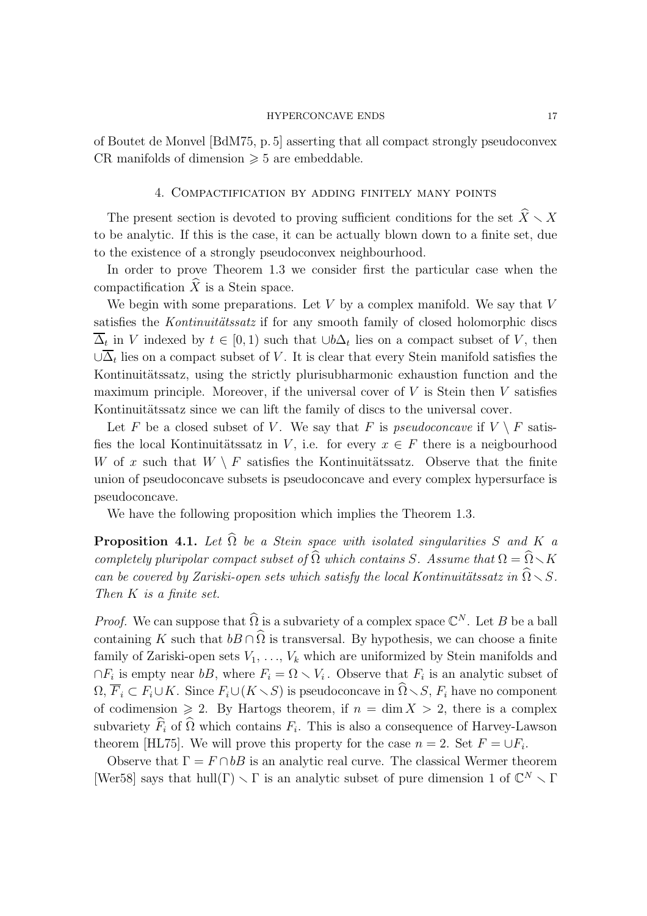of Boutet de Monvel [BdM75, p. 5] asserting that all compact strongly pseudoconvex CR manifolds of dimension $\geqslant 5$ are embeddable.

## 4. Compactification by adding finitely many points

The present section is devoted to proving sufficient conditions for the set $\widehat{X} \smallsetminus X$ to be analytic. If this is the case, it can be actually blown down to a finite set, due to the existence of a strongly pseudoconvex neighbourhood.

In order to prove Theorem 1.3 we consider first the particular case when the compactification $\widehat{X}$ is a Stein space.

We begin with some preparations. Let $V$ by a complex manifold. We say that $V$ satisfies the *Kontinuitätssatz* if for any smooth family of closed holomorphic discs $\overline{\Delta}_t$ in $V$ indexed by $t \in [0, 1)$ such that $\cup b\Delta_t$ lies on a compact subset of $V$, then $\cup\overline{\Delta}_t$ lies on a compact subset of $V$. It is clear that every Stein manifold satisfies the Kontinuitätssatz, using the strictly plurisubharmonic exhaustion function and the maximum principle. Moreover, if the universal cover of $V$ is Stein then $V$ satisfies Kontinuitätssatz since we can lift the family of discs to the universal cover.

Let $F$ be a closed subset of $V$. We say that $F$ is *pseudoconcave* if $V \setminus F$ satisfies the local Kontinuitätssatz in $V$, i.e. for every $x \in F$ there is a neigbourhood $W$ of $x$ such that $W \setminus F$ satisfies the Kontinuitätssatz. Observe that the finite union of pseudoconcave subsets is pseudoconcave and every complex hypersurface is pseudoconcave.

We have the following proposition which implies the Theorem 1.3.

**Proposition 4.1.** *Let $\widehat{\Omega}$ be a Stein space with isolated singularities $S$ and $K$ a completely pluripolar compact subset of $\widehat{\Omega}$ which contains $S$. Assume that $\Omega = \widehat{\Omega} \smallsetminus K$ can be covered by Zariski-open sets which satisfy the local Kontinuitätssatz in $\widehat{\Omega} \smallsetminus S$. Then $K$ is a finite set.*

*Proof.* We can suppose that $\widehat{\Omega}$ is a subvariety of a complex space $\mathbb{C}^N$. Let $B$ be a ball containing $K$ such that $bB \cap \widehat{\Omega}$ is transversal. By hypothesis, we can choose a finite family of Zariski-open sets $V_1, \ldots, V_k$ which are uniformized by Stein manifolds and $\cap F_i$ is empty near $bB$, where $F_i = \Omega \smallsetminus V_i$. Observe that $F_i$ is an analytic subset of $\Omega$, $\overline{F}_i \subset F_i \cup K$. Since $F_i \cup (K \smallsetminus S)$ is pseudoconcave in $\widehat{\Omega} \smallsetminus S$, $F_i$ have no component of codimension $\geqslant 2$. By Hartogs theorem, if $n = \dim X > 2$, there is a complex subvariety $\widehat{F}_i$ of $\widehat{\Omega}$ which contains $F_i$. This is also a consequence of Harvey-Lawson theorem [HL75]. We will prove this property for the case $n = 2$. Set $F = \cup F_i$.

Observe that $\Gamma = F \cap bB$ is an analytic real curve. The classical Wermer theorem [Wer58] says that $\mathrm{hull}(\Gamma) \smallsetminus \Gamma$ is an analytic subset of pure dimension 1 of $\mathbb{C}^N \smallsetminus \Gamma$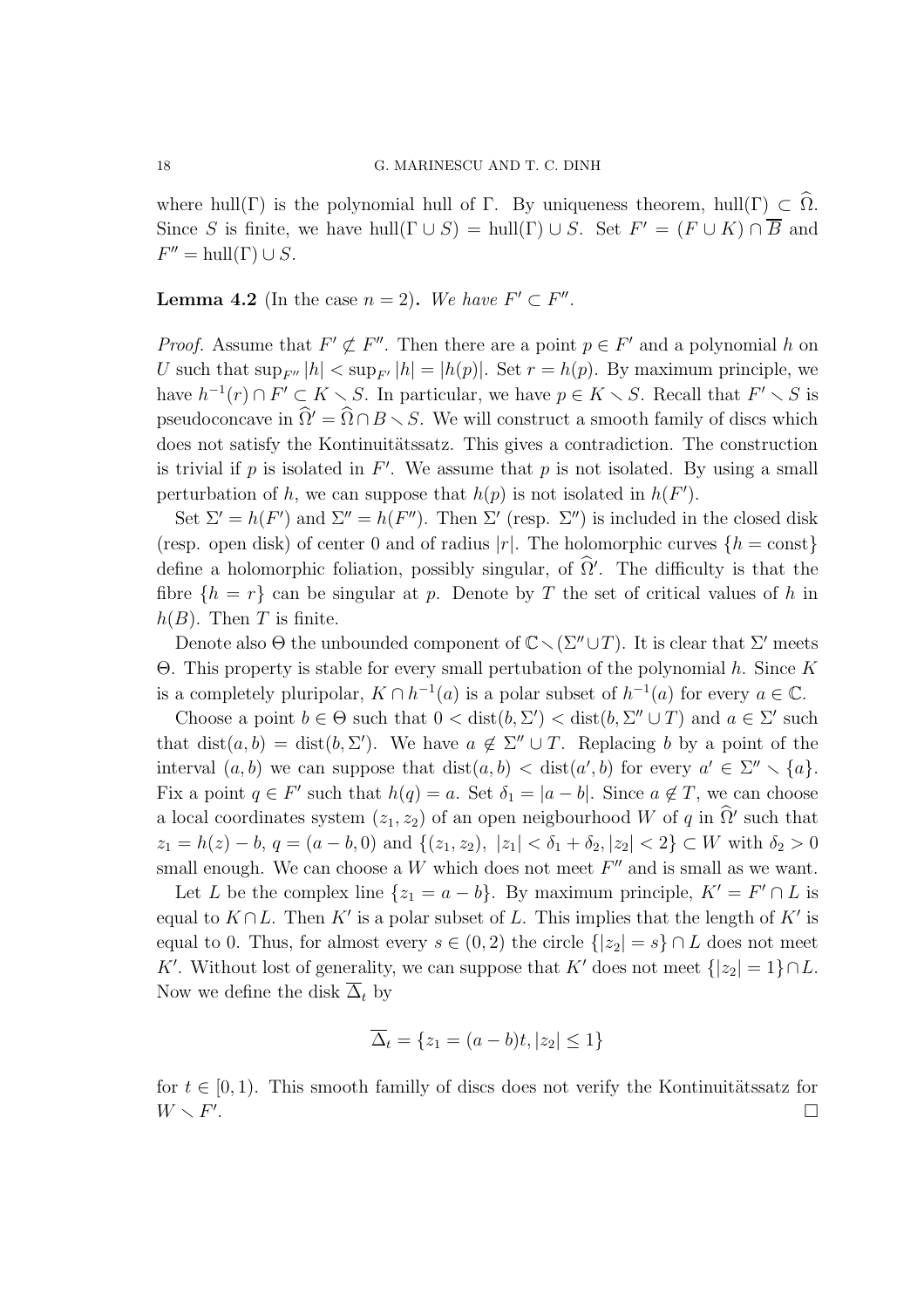where $\text{hull}(\Gamma)$ is the polynomial hull of $\Gamma$. By uniqueness theorem, $\text{hull}(\Gamma) \subset \widehat{\Omega}$. Since $S$ is finite, we have $\text{hull}(\Gamma \cup S) = \text{hull}(\Gamma) \cup S$. Set $F' = (F \cup K) \cap \overline{B}$ and $F'' = \text{hull}(\Gamma) \cup S$.

**Lemma 4.2** (In the case $n = 2$). *We have $F' \subset F''$.*

*Proof.* Assume that $F' \not\subset F''$. Then there are a point $p \in F'$ and a polynomial $h$ on $U$ such that $\sup_{F''} |h| < \sup_{F'} |h| = |h(p)|$. Set $r = h(p)$. By maximum principle, we have $h^{-1}(r) \cap F' \subset K \setminus S$. In particular, we have $p \in K \setminus S$. Recall that $F' \setminus S$ is pseudoconcave in $\widehat{\Omega}' = \widehat{\Omega} \cap B \setminus S$. We will construct a smooth family of discs which does not satisfy the Kontinuitätssatz. This gives a contradiction. The construction is trivial if $p$ is isolated in $F'$. We assume that $p$ is not isolated. By using a small perturbation of $h$, we can suppose that $h(p)$ is not isolated in $h(F')$.

Set $\Sigma' = h(F')$ and $\Sigma'' = h(F'')$. Then $\Sigma'$ (resp. $\Sigma''$) is included in the closed disk (resp. open disk) of center $0$ and of radius $|r|$. The holomorphic curves $\{h = \text{const}\}$ define a holomorphic foliation, possibly singular, of $\widehat{\Omega}'$. The difficulty is that the fibre $\{h = r\}$ can be singular at $p$. Denote by $T$ the set of critical values of $h$ in $h(B)$. Then $T$ is finite.

Denote also $\Theta$ the unbounded component of $\mathbb{C} \setminus (\Sigma'' \cup T)$. It is clear that $\Sigma'$ meets $\Theta$. This property is stable for every small pertubation of the polynomial $h$. Since $K$ is a completely pluripolar, $K \cap h^{-1}(a)$ is a polar subset of $h^{-1}(a)$ for every $a \in \mathbb{C}$.

Choose a point $b \in \Theta$ such that $0 < \text{dist}(b, \Sigma') < \text{dist}(b, \Sigma'' \cup T)$ and $a \in \Sigma'$ such that $\text{dist}(a, b) = \text{dist}(b, \Sigma')$. We have $a \notin \Sigma'' \cup T$. Replacing $b$ by a point of the interval $(a, b)$ we can suppose that $\text{dist}(a, b) < \text{dist}(a', b)$ for every $a' \in \Sigma'' \setminus \{a\}$. Fix a point $q \in F'$ such that $h(q) = a$. Set $\delta_1 = |a - b|$. Since $a \notin T$, we can choose a local coordinates system $(z_1, z_2)$ of an open neigbourhood $W$ of $q$ in $\widehat{\Omega}'$ such that $z_1 = h(z) - b$, $q = (a - b, 0)$ and $\{(z_1, z_2),\ |z_1| < \delta_1 + \delta_2, |z_2| < 2\} \subset W$ with $\delta_2 > 0$ small enough. We can choose a $W$ which does not meet $F''$ and is small as we want.

Let $L$ be the complex line $\{z_1 = a - b\}$. By maximum principle, $K' = F' \cap L$ is equal to $K \cap L$. Then $K'$ is a polar subset of $L$. This implies that the length of $K'$ is equal to $0$. Thus, for almost every $s \in (0, 2)$ the circle $\{|z_2| = s\} \cap L$ does not meet $K'$. Without lost of generality, we can suppose that $K'$ does not meet $\{|z_2| = 1\} \cap L$. Now we define the disk $\overline{\Delta}_t$ by

$$\overline{\Delta}_t = \{z_1 = (a - b)t, |z_2| \leq 1\}$$

for $t \in [0, 1)$. This smooth familly of discs does not verify the Kontinuitätssatz for $W \setminus F'$. □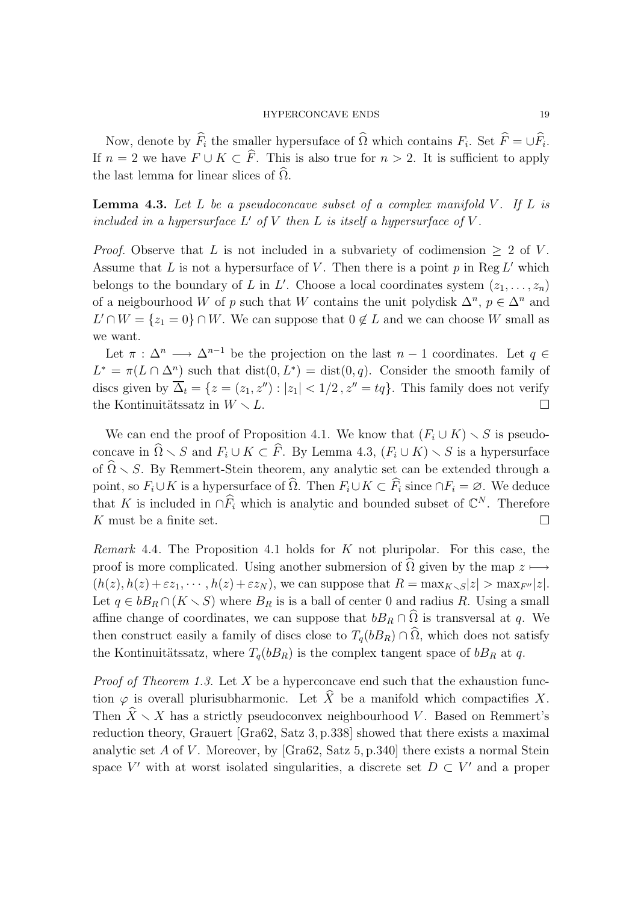Now, denote by $\widehat{F}_i$ the smaller hypersuface of $\widehat{\Omega}$ which contains $F_i$. Set $\widehat{F} = \cup \widehat{F}_i$. If $n = 2$ we have $F \cup K \subset \widehat{F}$. This is also true for $n > 2$. It is sufficient to apply the last lemma for linear slices of $\widehat{\Omega}$.

**Lemma 4.3.** *Let $L$ be a pseudoconcave subset of a complex manifold $V$. If $L$ is included in a hypersurface $L'$ of $V$ then $L$ is itself a hypersurface of $V$.*

*Proof.* Observe that $L$ is not included in a subvariety of codimension $\geq 2$ of $V$. Assume that $L$ is not a hypersurface of $V$. Then there is a point $p$ in $\operatorname{Reg} L'$ which belongs to the boundary of $L$ in $L'$. Choose a local coordinates system $(z_1, \ldots, z_n)$ of a neigbourhood $W$ of $p$ such that $W$ contains the unit polydisk $\Delta^n$, $p \in \Delta^n$ and $L' \cap W = \{z_1 = 0\} \cap W$. We can suppose that $0 \notin L$ and we can choose $W$ small as we want.

Let $\pi : \Delta^n \longrightarrow \Delta^{n-1}$ be the projection on the last $n-1$ coordinates. Let $q \in L^* = \pi(L \cap \Delta^n)$ such that $\operatorname{dist}(0, L^*) = \operatorname{dist}(0, q)$. Consider the smooth family of discs given by $\overline{\Delta}_t = \{z = (z_1, z'') : |z_1| < 1/2 \,, z'' = tq\}$. This family does not verify the Kontinuitätssatz in $W \smallsetminus L$. $\square$

We can end the proof of Proposition 4.1. We know that $(F_i \cup K) \smallsetminus S$ is pseudoconcave in $\widehat{\Omega} \smallsetminus S$ and $F_i \cup K \subset \widehat{F}$. By Lemma 4.3, $(F_i \cup K) \smallsetminus S$ is a hypersurface of $\widehat{\Omega} \smallsetminus S$. By Remmert-Stein theorem, any analytic set can be extended through a point, so $F_i \cup K$ is a hypersurface of $\widehat{\Omega}$. Then $F_i \cup K \subset \widehat{F}_i$ since $\cap F_i = \varnothing$. We deduce that $K$ is included in $\cap \widehat{F}_i$ which is analytic and bounded subset of $\mathbb{C}^N$. Therefore $K$ must be a finite set. $\square$

*Remark* 4.4. The Proposition 4.1 holds for $K$ not pluripolar. For this case, the proof is more complicated. Using another submersion of $\widehat{\Omega}$ given by the map $z \longmapsto (h(z), h(z) + \varepsilon z_1, \cdots, h(z) + \varepsilon z_N)$, we can suppose that $R = \max_{K \smallsetminus S} |z| > \max_{F''} |z|$. Let $q \in bB_R \cap (K \smallsetminus S)$ where $B_R$ is is a ball of center 0 and radius $R$. Using a small affine change of coordinates, we can suppose that $bB_R \cap \widehat{\Omega}$ is transversal at $q$. We then construct easily a family of discs close to $T_q(bB_R) \cap \widehat{\Omega}$, which does not satisfy the Kontinuitätssatz, where $T_q(bB_R)$ is the complex tangent space of $bB_R$ at $q$.

*Proof of Theorem 1.3.* Let $X$ be a hyperconcave end such that the exhaustion function $\varphi$ is overall plurisubharmonic. Let $\widehat{X}$ be a manifold which compactifies $X$. Then $\widehat{X} \smallsetminus X$ has a strictly pseudoconvex neighbourhood $V$. Based on Remmert's reduction theory, Grauert [Gra62, Satz 3, p.338] showed that there exists a maximal analytic set $A$ of $V$. Moreover, by [Gra62, Satz 5, p.340] there exists a normal Stein space $V'$ with at worst isolated singularities, a discrete set $D \subset V'$ and a proper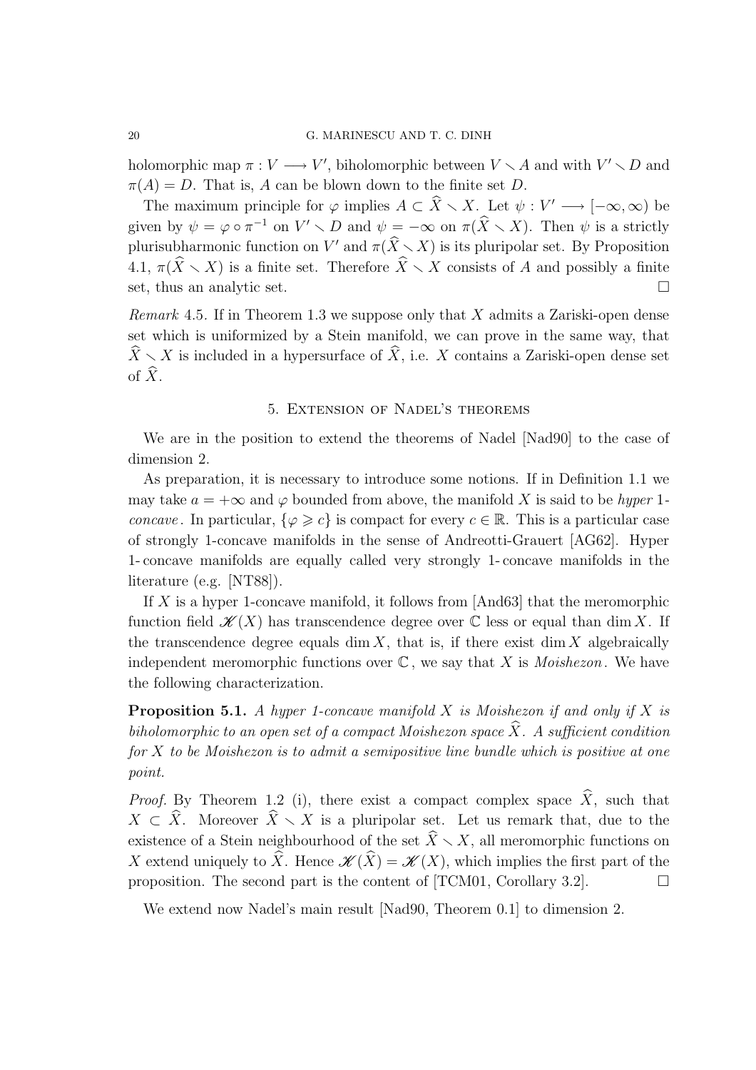holomorphic map $\pi : V \longrightarrow V'$, biholomorphic between $V \smallsetminus A$ and with $V' \smallsetminus D$ and $\pi(A) = D$. That is, $A$ can be blown down to the finite set $D$.

The maximum principle for $\varphi$ implies $A \subset \widehat{X} \smallsetminus X$. Let $\psi : V' \longrightarrow [-\infty, \infty)$ be given by $\psi = \varphi \circ \pi^{-1}$ on $V' \smallsetminus D$ and $\psi = -\infty$ on $\pi(\widehat{X} \smallsetminus X)$. Then $\psi$ is a strictly plurisubharmonic function on $V'$ and $\pi(\widehat{X} \smallsetminus X)$ is its pluripolar set. By Proposition 4.1, $\pi(\widehat{X} \smallsetminus X)$ is a finite set. Therefore $\widehat{X} \smallsetminus X$ consists of $A$ and possibly a finite set, thus an analytic set. □

*Remark* 4.5. If in Theorem 1.3 we suppose only that $X$ admits a Zariski-open dense set which is uniformized by a Stein manifold, we can prove in the same way, that $\widehat{X} \smallsetminus X$ is included in a hypersurface of $\widehat{X}$, i.e. $X$ contains a Zariski-open dense set of $\widehat{X}$.

## 5. Extension of Nadel's theorems

We are in the position to extend the theorems of Nadel [Nad90] to the case of dimension 2.

As preparation, it is necessary to introduce some notions. If in Definition 1.1 we may take $a = +\infty$ and $\varphi$ bounded from above, the manifold $X$ is said to be *hyper* 1-*concave*. In particular, $\{\varphi \geqslant c\}$ is compact for every $c \in \mathbb{R}$. This is a particular case of strongly 1-concave manifolds in the sense of Andreotti-Grauert [AG62]. Hyper 1-concave manifolds are equally called very strongly 1-concave manifolds in the literature (e.g. [NT88]).

If $X$ is a hyper 1-concave manifold, it follows from [And63] that the meromorphic function field $\mathscr{K}(X)$ has transcendence degree over $\mathbb{C}$ less or equal than $\dim X$. If the transcendence degree equals $\dim X$, that is, if there exist $\dim X$ algebraically independent meromorphic functions over $\mathbb{C}$, we say that $X$ is *Moishezon*. We have the following characterization.

**Proposition 5.1.** *A hyper 1-concave manifold $X$ is Moishezon if and only if $X$ is biholomorphic to an open set of a compact Moishezon space $\widehat{X}$. A sufficient condition for $X$ to be Moishezon is to admit a semipositive line bundle which is positive at one point.*

*Proof.* By Theorem 1.2 (i), there exist a compact complex space $\widehat{X}$, such that $X \subset \widehat{X}$. Moreover $\widehat{X} \smallsetminus X$ is a pluripolar set. Let us remark that, due to the existence of a Stein neighbourhood of the set $\widehat{X} \smallsetminus X$, all meromorphic functions on $X$ extend uniquely to $\widehat{X}$. Hence $\mathscr{K}(\widehat{X}) = \mathscr{K}(X)$, which implies the first part of the proposition. The second part is the content of [TCM01, Corollary 3.2]. □

We extend now Nadel's main result [Nad90, Theorem 0.1] to dimension 2.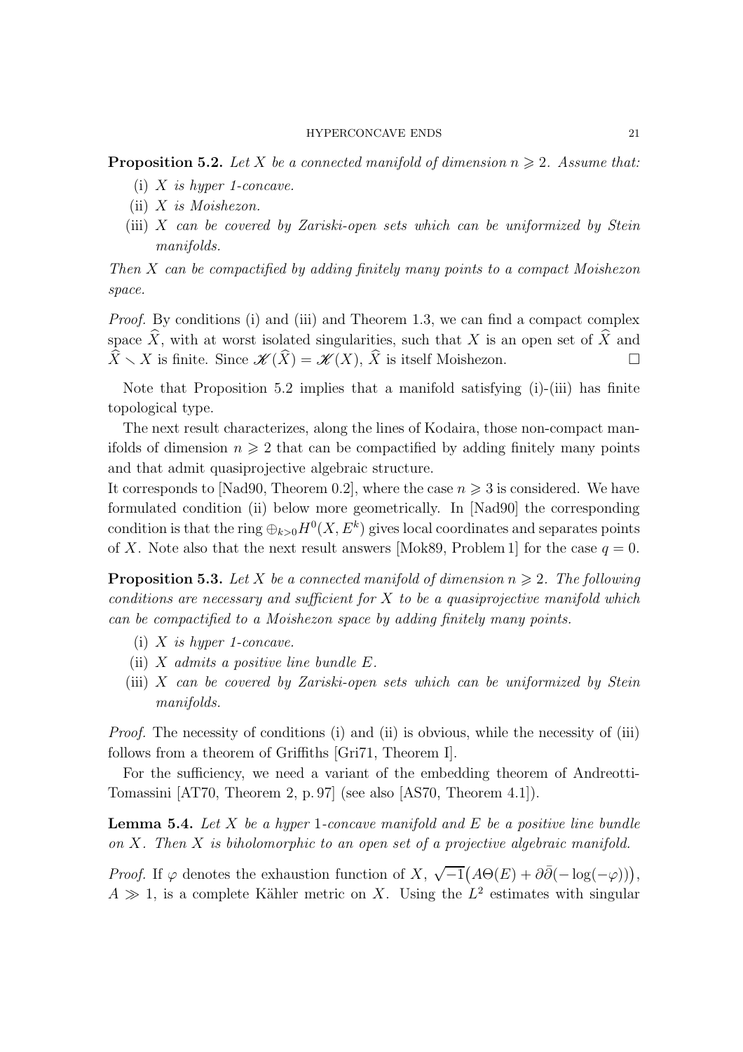**Proposition 5.2.** *Let $X$ be a connected manifold of dimension $n \geqslant 2$. Assume that:*

(i) *$X$ is hyper 1-concave.*
(ii) *$X$ is Moishezon.*
(iii) *$X$ can be covered by Zariski-open sets which can be uniformized by Stein manifolds.*

*Then $X$ can be compactified by adding finitely many points to a compact Moishezon space.*

*Proof.* By conditions (i) and (iii) and Theorem 1.3, we can find a compact complex space $\widehat{X}$, with at worst isolated singularities, such that $X$ is an open set of $\widehat{X}$ and $\widehat{X} \smallsetminus X$ is finite. Since $\mathscr{K}(\widehat{X}) = \mathscr{K}(X)$, $\widehat{X}$ is itself Moishezon. $\square$

Note that Proposition 5.2 implies that a manifold satisfying (i)-(iii) has finite topological type.

The next result characterizes, along the lines of Kodaira, those non-compact manifolds of dimension $n \geqslant 2$ that can be compactified by adding finitely many points and that admit quasiprojective algebraic structure.
It corresponds to [Nad90, Theorem 0.2], where the case $n \geqslant 3$ is considered. We have formulated condition (ii) below more geometrically. In [Nad90] the corresponding condition is that the ring $\oplus_{k>0} H^0(X, E^k)$ gives local coordinates and separates points of $X$. Note also that the next result answers [Mok89, Problem 1] for the case $q = 0$.

**Proposition 5.3.** *Let $X$ be a connected manifold of dimension $n \geqslant 2$. The following conditions are necessary and sufficient for $X$ to be a quasiprojective manifold which can be compactified to a Moishezon space by adding finitely many points.*

(i) *$X$ is hyper 1-concave.*
(ii) *$X$ admits a positive line bundle $E$.*
(iii) *$X$ can be covered by Zariski-open sets which can be uniformized by Stein manifolds.*

*Proof.* The necessity of conditions (i) and (ii) is obvious, while the necessity of (iii) follows from a theorem of Griffiths [Gri71, Theorem I].

For the sufficiency, we need a variant of the embedding theorem of Andreotti-Tomassini [AT70, Theorem 2, p. 97] (see also [AS70, Theorem 4.1]).

**Lemma 5.4.** *Let $X$ be a hyper 1-concave manifold and $E$ be a positive line bundle on $X$. Then $X$ is biholomorphic to an open set of a projective algebraic manifold.*

*Proof.* If $\varphi$ denotes the exhaustion function of $X$, $\sqrt{-1}\big(A\Theta(E) + \partial\bar{\partial}(-\log(-\varphi))\big)$, $A \gg 1$, is a complete Kähler metric on $X$. Using the $L^2$ estimates with singular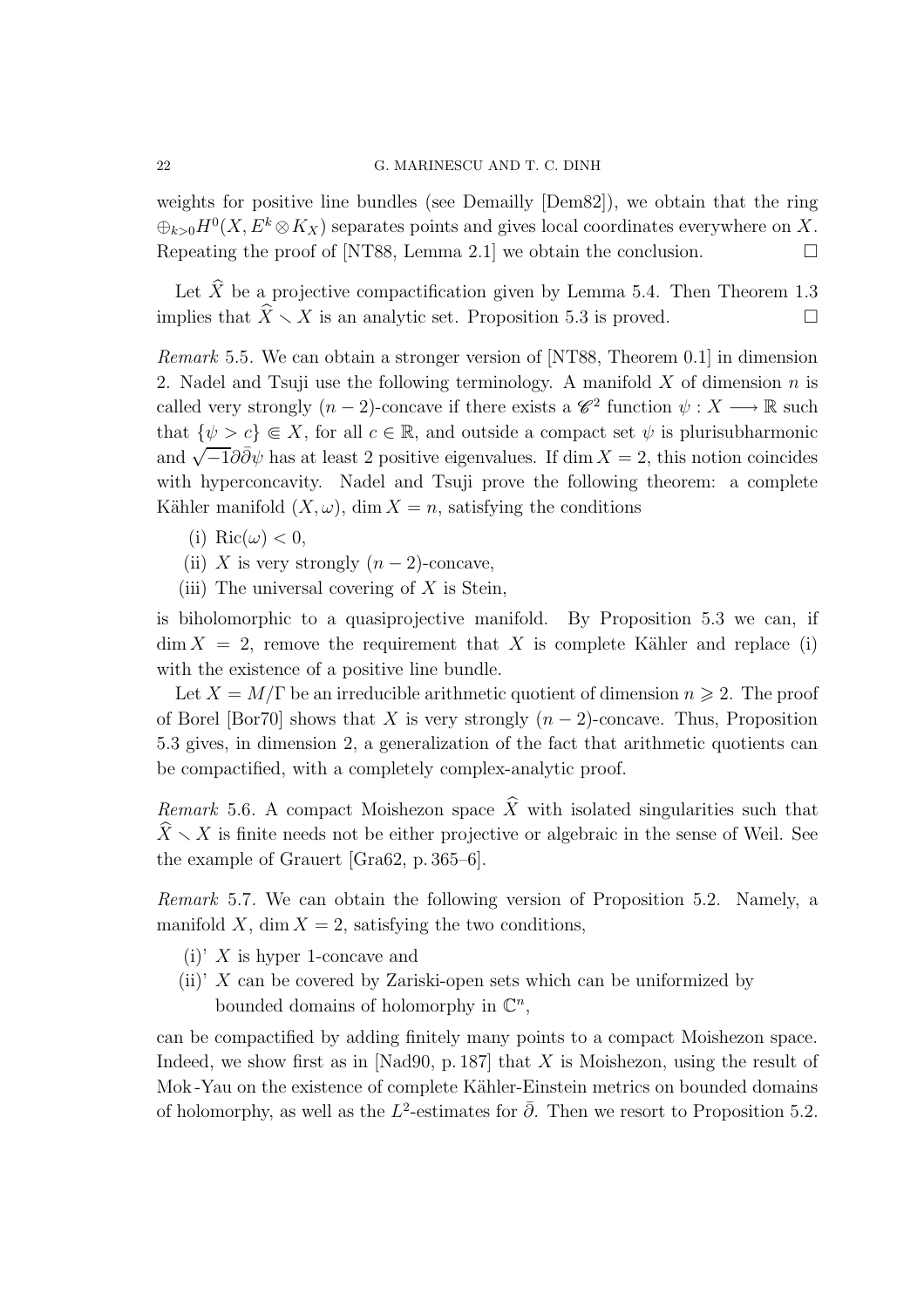weights for positive line bundles (see Demailly [Dem82]), we obtain that the ring $\oplus_{k>0} H^0(X, E^k \otimes K_X)$ separates points and gives local coordinates everywhere on $X$. Repeating the proof of [NT88, Lemma 2.1] we obtain the conclusion. $\square$

Let $\widehat{X}$ be a projective compactification given by Lemma 5.4. Then Theorem 1.3 implies that $\widehat{X} \smallsetminus X$ is an analytic set. Proposition 5.3 is proved. $\square$

*Remark* 5.5. We can obtain a stronger version of [NT88, Theorem 0.1] in dimension 2. Nadel and Tsuji use the following terminology. A manifold $X$ of dimension $n$ is called very strongly $(n-2)$-concave if there exists a $\mathscr{C}^2$ function $\psi : X \longrightarrow \mathbb{R}$ such that $\{\psi > c\} \Subset X$, for all $c \in \mathbb{R}$, and outside a compact set $\psi$ is plurisubharmonic and $\sqrt{-1}\partial\bar{\partial}\psi$ has at least 2 positive eigenvalues. If $\dim X = 2$, this notion coincides with hyperconcavity. Nadel and Tsuji prove the following theorem: a complete Kähler manifold $(X, \omega)$, $\dim X = n$, satisfying the conditions

(i) $\mathrm{Ric}(\omega) < 0$,
(ii) $X$ is very strongly $(n-2)$-concave,
(iii) The universal covering of $X$ is Stein,

is biholomorphic to a quasiprojective manifold. By Proposition 5.3 we can, if $\dim X = 2$, remove the requirement that $X$ is complete Kähler and replace (i) with the existence of a positive line bundle.

Let $X = M/\Gamma$ be an irreducible arithmetic quotient of dimension $n \geqslant 2$. The proof of Borel [Bor70] shows that $X$ is very strongly $(n-2)$-concave. Thus, Proposition 5.3 gives, in dimension 2, a generalization of the fact that arithmetic quotients can be compactified, with a completely complex-analytic proof.

*Remark* 5.6. A compact Moishezon space $\widehat{X}$ with isolated singularities such that $\widehat{X} \smallsetminus X$ is finite needs not be either projective or algebraic in the sense of Weil. See the example of Grauert [Gra62, p. 365–6].

*Remark* 5.7. We can obtain the following version of Proposition 5.2. Namely, a manifold $X$, $\dim X = 2$, satisfying the two conditions,

(i)' $X$ is hyper 1-concave and
(ii)' $X$ can be covered by Zariski-open sets which can be uniformized by bounded domains of holomorphy in $\mathbb{C}^n$,

can be compactified by adding finitely many points to a compact Moishezon space. Indeed, we show first as in [Nad90, p. 187] that $X$ is Moishezon, using the result of Mok-Yau on the existence of complete Kähler-Einstein metrics on bounded domains of holomorphy, as well as the $L^2$-estimates for $\bar{\partial}$. Then we resort to Proposition 5.2.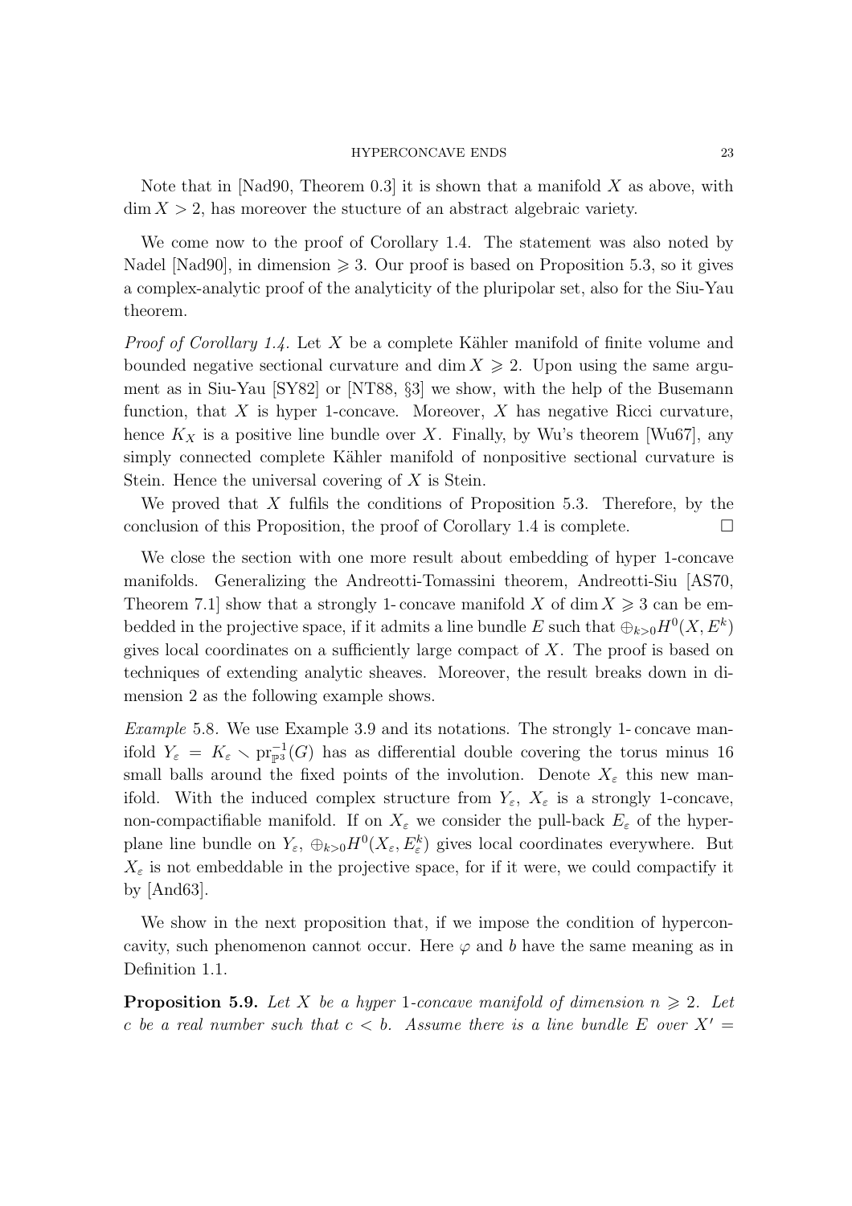Note that in [Nad90, Theorem 0.3] it is shown that a manifold $X$ as above, with $\dim X > 2$, has moreover the stucture of an abstract algebraic variety.

We come now to the proof of Corollary 1.4. The statement was also noted by Nadel [Nad90], in dimension $\geqslant 3$. Our proof is based on Proposition 5.3, so it gives a complex-analytic proof of the analyticity of the pluripolar set, also for the Siu-Yau theorem.

*Proof of Corollary 1.4.* Let $X$ be a complete Kähler manifold of finite volume and bounded negative sectional curvature and $\dim X \geqslant 2$. Upon using the same argument as in Siu-Yau [SY82] or [NT88, §3] we show, with the help of the Busemann function, that $X$ is hyper 1-concave. Moreover, $X$ has negative Ricci curvature, hence $K_X$ is a positive line bundle over $X$. Finally, by Wu's theorem [Wu67], any simply connected complete Kähler manifold of nonpositive sectional curvature is Stein. Hence the universal covering of $X$ is Stein.

We proved that $X$ fulfils the conditions of Proposition 5.3. Therefore, by the conclusion of this Proposition, the proof of Corollary 1.4 is complete. □

We close the section with one more result about embedding of hyper 1-concave manifolds. Generalizing the Andreotti-Tomassini theorem, Andreotti-Siu [AS70, Theorem 7.1] show that a strongly 1- concave manifold $X$ of $\dim X \geqslant 3$ can be embedded in the projective space, if it admits a line bundle $E$ such that $\oplus_{k>0} H^0(X, E^k)$ gives local coordinates on a sufficiently large compact of $X$. The proof is based on techniques of extending analytic sheaves. Moreover, the result breaks down in dimension 2 as the following example shows.

*Example* 5.8. We use Example 3.9 and its notations. The strongly 1- concave manifold $Y_\varepsilon = K_\varepsilon \smallsetminus \mathrm{pr}_{\mathbb{P}^3}^{-1}(G)$ has as differential double covering the torus minus 16 small balls around the fixed points of the involution. Denote $X_\varepsilon$ this new manifold. With the induced complex structure from $Y_\varepsilon$, $X_\varepsilon$ is a strongly 1-concave, non-compactifiable manifold. If on $X_\varepsilon$ we consider the pull-back $E_\varepsilon$ of the hyperplane line bundle on $Y_\varepsilon$, $\oplus_{k>0} H^0(X_\varepsilon, E_\varepsilon^k)$ gives local coordinates everywhere. But $X_\varepsilon$ is not embeddable in the projective space, for if it were, we could compactify it by [And63].

We show in the next proposition that, if we impose the condition of hyperconcavity, such phenomenon cannot occur. Here $\varphi$ and $b$ have the same meaning as in Definition 1.1.

**Proposition 5.9.** *Let $X$ be a hyper 1-concave manifold of dimension $n \geqslant 2$. Let $c$ be a real number such that $c < b$. Assume there is a line bundle $E$ over $X' =$*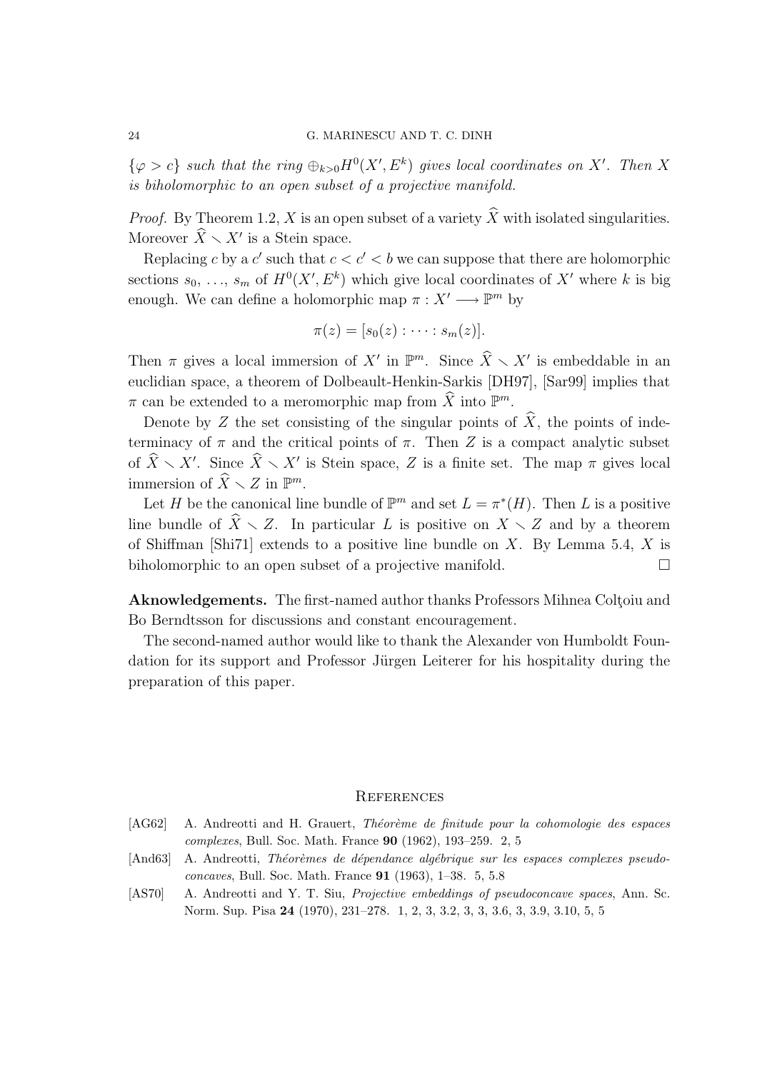$\{\varphi > c\}$ *such that the ring* $\oplus_{k>0} H^0(X', E^k)$ *gives local coordinates on* $X'$*. Then* $X$ *is biholomorphic to an open subset of a projective manifold.*

*Proof.* By Theorem 1.2, $X$ is an open subset of a variety $\widehat{X}$ with isolated singularities. Moreover $\widehat{X} \setminus X'$ is a Stein space.

Replacing $c$ by a $c'$ such that $c < c' < b$ we can suppose that there are holomorphic sections $s_0, \ldots, s_m$ of $H^0(X', E^k)$ which give local coordinates of $X'$ where $k$ is big enough. We can define a holomorphic map $\pi : X' \longrightarrow \mathbb{P}^m$ by

$$\pi(z) = [s_0(z) : \cdots : s_m(z)].$$

Then $\pi$ gives a local immersion of $X'$ in $\mathbb{P}^m$. Since $\widehat{X} \setminus X'$ is embeddable in an euclidian space, a theorem of Dolbeault-Henkin-Sarkis [DH97], [Sar99] implies that $\pi$ can be extended to a meromorphic map from $\widehat{X}$ into $\mathbb{P}^m$.

Denote by $Z$ the set consisting of the singular points of $\widehat{X}$, the points of indeterminacy of $\pi$ and the critical points of $\pi$. Then $Z$ is a compact analytic subset of $\widehat{X} \setminus X'$. Since $\widehat{X} \setminus X'$ is Stein space, $Z$ is a finite set. The map $\pi$ gives local immersion of $\widehat{X} \setminus Z$ in $\mathbb{P}^m$.

Let $H$ be the canonical line bundle of $\mathbb{P}^m$ and set $L = \pi^*(H)$. Then $L$ is a positive line bundle of $\widehat{X} \setminus Z$. In particular $L$ is positive on $X \setminus Z$ and by a theorem of Shiffman [Shi71] extends to a positive line bundle on $X$. By Lemma 5.4, $X$ is biholomorphic to an open subset of a projective manifold. $\square$

**Aknowledgements.** The first-named author thanks Professors Mihnea Colţoiu and Bo Berndtsson for discussions and constant encouragement.

The second-named author would like to thank the Alexander von Humboldt Foundation for its support and Professor Jürgen Leiterer for his hospitality during the preparation of this paper.

## References

[AG62] A. Andreotti and H. Grauert, *Théorème de finitude pour la cohomologie des espaces complexes*, Bull. Soc. Math. France **90** (1962), 193–259. 2, 5

[And63] A. Andreotti, *Théorèmes de dépendance algébrique sur les espaces complexes pseudo-concaves*, Bull. Soc. Math. France **91** (1963), 1–38. 5, 5.8

[AS70] A. Andreotti and Y. T. Siu, *Projective embeddings of pseudoconcave spaces*, Ann. Sc. Norm. Sup. Pisa **24** (1970), 231–278. 1, 2, 3, 3.2, 3, 3, 3.6, 3, 3.9, 3.10, 5, 5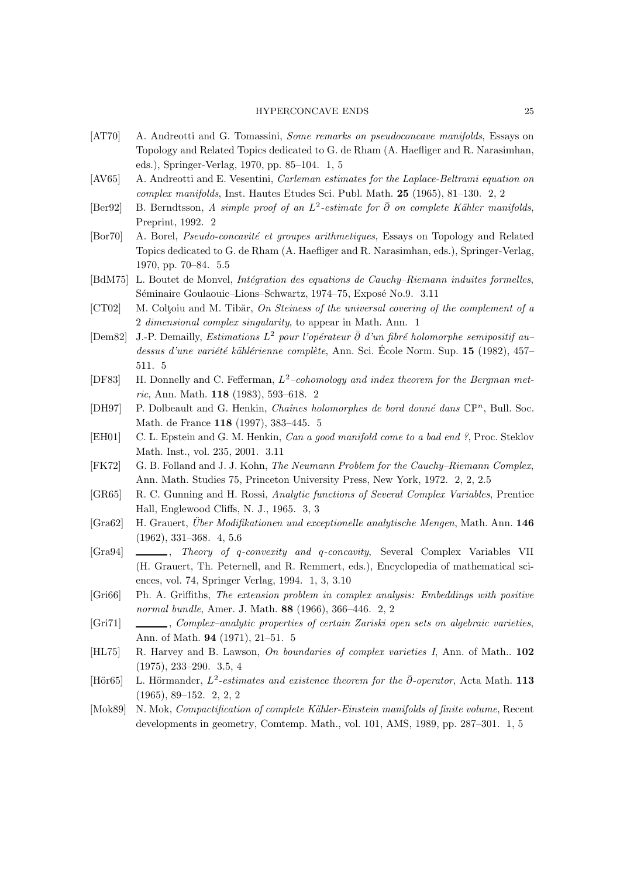[AT70] A. Andreotti and G. Tomassini, *Some remarks on pseudoconcave manifolds*, Essays on Topology and Related Topics dedicated to G. de Rham (A. Haefliger and R. Narasimhan, eds.), Springer-Verlag, 1970, pp. 85–104. 1, 5

[AV65] A. Andreotti and E. Vesentini, *Carleman estimates for the Laplace-Beltrami equation on complex manifolds*, Inst. Hautes Etudes Sci. Publ. Math. **25** (1965), 81–130. 2, 2

[Ber92] B. Berndtsson, *A simple proof of an $L^2$-estimate for $\bar{\partial}$ on complete Kähler manifolds*, Preprint, 1992. 2

[Bor70] A. Borel, *Pseudo-concavité et groupes arithmetiques*, Essays on Topology and Related Topics dedicated to G. de Rham (A. Haefliger and R. Narasimhan, eds.), Springer-Verlag, 1970, pp. 70–84. 5.5

[BdM75] L. Boutet de Monvel, *Intégration des equations de Cauchy–Riemann induites formelles*, Séminaire Goulaouic–Lions–Schwartz, 1974–75, Exposé No.9. 3.11

[CT02] M. Colţoiu and M. Tibăr, *On Steiness of the universal covering of the complement of a 2 dimensional complex singularity*, to appear in Math. Ann. 1

[Dem82] J.-P. Demailly, *Estimations $L^2$ pour l'opérateur $\bar{\partial}$ d'un fibré holomorphe semipositif au–dessus d'une variété kählérienne complète*, Ann. Sci. École Norm. Sup. **15** (1982), 457–511. 5

[DF83] H. Donnelly and C. Fefferman, *$L^2$–cohomology and index theorem for the Bergman metric*, Ann. Math. **118** (1983), 593–618. 2

[DH97] P. Dolbeault and G. Henkin, *Chaînes holomorphes de bord donné dans $\mathbb{CP}^n$*, Bull. Soc. Math. de France **118** (1997), 383–445. 5

[EH01] C. L. Epstein and G. M. Henkin, *Can a good manifold come to a bad end ?*, Proc. Steklov Math. Inst., vol. 235, 2001. 3.11

[FK72] G. B. Folland and J. J. Kohn, *The Neumann Problem for the Cauchy–Riemann Complex*, Ann. Math. Studies 75, Princeton University Press, New York, 1972. 2, 2, 2.5

[GR65] R. C. Gunning and H. Rossi, *Analytic functions of Several Complex Variables*, Prentice Hall, Englewood Cliffs, N. J., 1965. 3, 3

[Gra62] H. Grauert, *Über Modifikationen und exceptionelle analytische Mengen*, Math. Ann. **146** (1962), 331–368. 4, 5.6

[Gra94] ______, *Theory of q-convexity and q-concavity*, Several Complex Variables VII (H. Grauert, Th. Peternell, and R. Remmert, eds.), Encyclopedia of mathematical sciences, vol. 74, Springer Verlag, 1994. 1, 3, 3.10

[Gri66] Ph. A. Griffiths, *The extension problem in complex analysis: Embeddings with positive normal bundle*, Amer. J. Math. **88** (1966), 366–446. 2, 2

[Gri71] ______, *Complex–analytic properties of certain Zariski open sets on algebraic varieties*, Ann. of Math. **94** (1971), 21–51. 5

[HL75] R. Harvey and B. Lawson, *On boundaries of complex varieties I*, Ann. of Math.. **102** (1975), 233–290. 3.5, 4

[Hör65] L. Hörmander, *$L^2$-estimates and existence theorem for the $\bar{\partial}$-operator*, Acta Math. **113** (1965), 89–152. 2, 2, 2

[Mok89] N. Mok, *Compactification of complete Kähler-Einstein manifolds of finite volume*, Recent developments in geometry, Comtemp. Math., vol. 101, AMS, 1989, pp. 287–301. 1, 5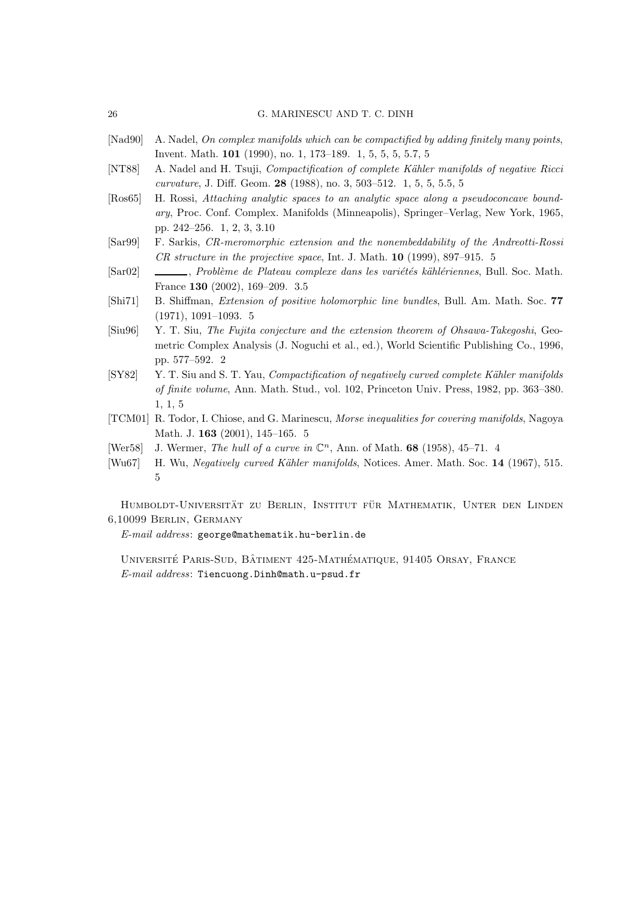- [Nad90] A. Nadel, *On complex manifolds which can be compactified by adding finitely many points*, Invent. Math. **101** (1990), no. 1, 173–189. 1, 5, 5, 5.7, 5
- [NT88] A. Nadel and H. Tsuji, *Compactification of complete Kähler manifolds of negative Ricci curvature*, J. Diff. Geom. **28** (1988), no. 3, 503–512. 1, 5, 5, 5.5, 5
- [Ros65] H. Rossi, *Attaching analytic spaces to an analytic space along a pseudoconcave boundary*, Proc. Conf. Complex. Manifolds (Minneapolis), Springer–Verlag, New York, 1965, pp. 242–256. 1, 2, 3, 3.10
- [Sar99] F. Sarkis, *CR-meromorphic extension and the nonembeddability of the Andreotti-Rossi CR structure in the projective space*, Int. J. Math. **10** (1999), 897–915. 5
- [Sar02] ______, *Problème de Plateau complexe dans les variétés kählériennes*, Bull. Soc. Math. France **130** (2002), 169–209. 3.5
- [Shi71] B. Shiffman, *Extension of positive holomorphic line bundles*, Bull. Am. Math. Soc. **77** (1971), 1091–1093. 5
- [Siu96] Y. T. Siu, *The Fujita conjecture and the extension theorem of Ohsawa-Takegoshi*, Geometric Complex Analysis (J. Noguchi et al., ed.), World Scientific Publishing Co., 1996, pp. 577–592. 2
- [SY82] Y. T. Siu and S. T. Yau, *Compactification of negatively curved complete Kähler manifolds of finite volume*, Ann. Math. Stud., vol. 102, Princeton Univ. Press, 1982, pp. 363–380. 1, 1, 5
- [TCM01] R. Todor, I. Chiose, and G. Marinescu, *Morse inequalities for covering manifolds*, Nagoya Math. J. **163** (2001), 145–165. 5
- [Wer58] J. Wermer, *The hull of a curve in* $\mathbb{C}^n$, Ann. of Math. **68** (1958), 45–71. 4
- [Wu67] H. Wu, *Negatively curved Kähler manifolds*, Notices. Amer. Math. Soc. **14** (1967), 515. 5

Humboldt-Universität zu Berlin, Institut für Mathematik, Unter den Linden 6,10099 Berlin, Germany

*E-mail address*: george@mathematik.hu-berlin.de

Université Paris-Sud, Bâtiment 425-Mathématique, 91405 Orsay, France

*E-mail address*: Tiencuong.Dinh@math.u-psud.fr